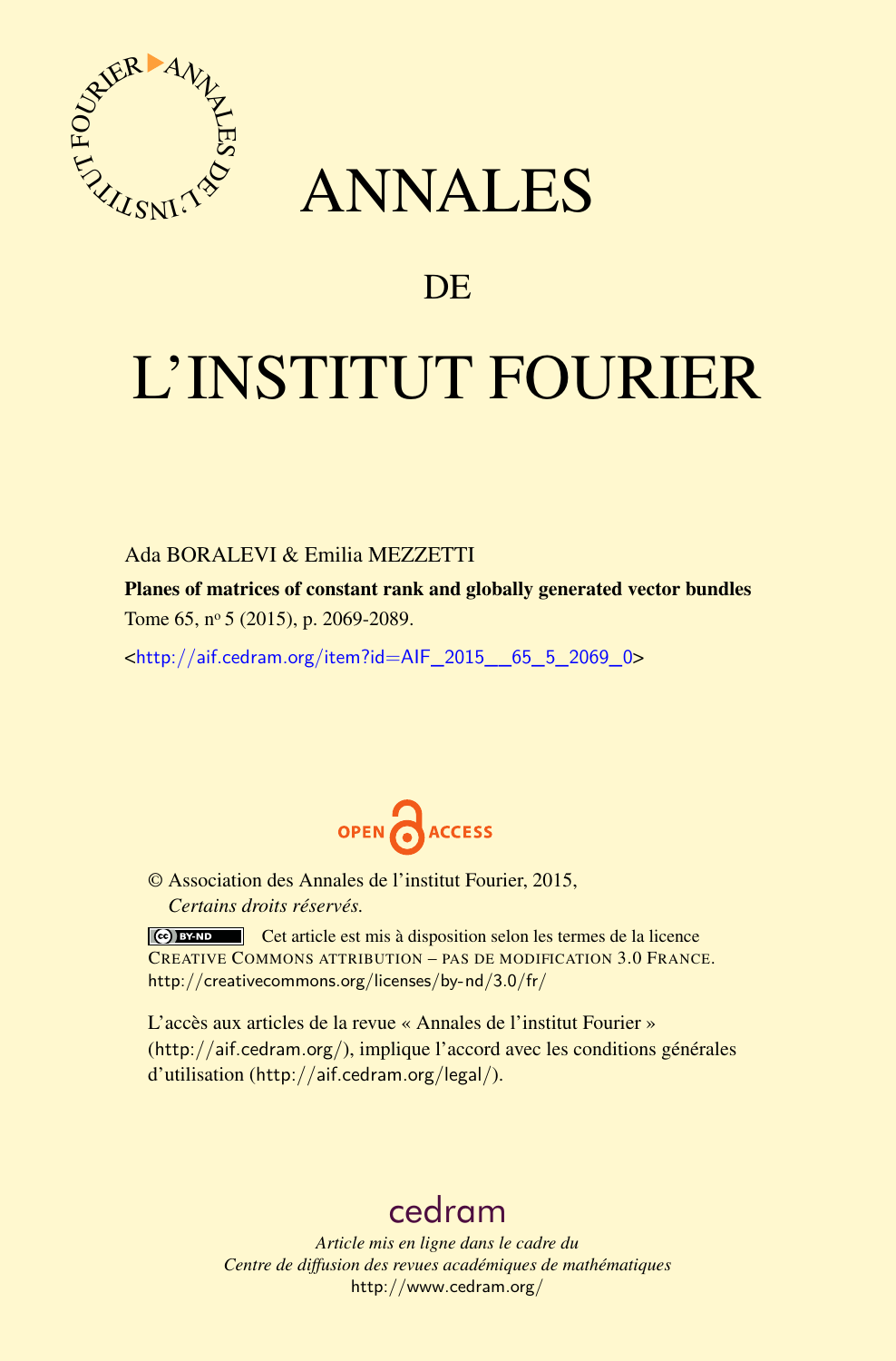# ANNALES

## DE

# L'INSTITUT FOURIER

Ada BORALEVI & Emilia MEZZETTI

**Planes of matrices of constant rank and globally generated vector bundles**

Tome 65, nº 5 (2015), p. 2069-2089.

<http://aif.cedram.org/item?id=AIF_2015__65_5_2069_0>

OPEN ACCESS

© Association des Annales de l'institut Fourier, 2015,
*Certains droits réservés.*

Cet article est mis à disposition selon les termes de la licence CREATIVE COMMONS ATTRIBUTION – PAS DE MODIFICATION 3.0 FRANCE.
http://creativecommons.org/licenses/by-nd/3.0/fr/

L'accès aux articles de la revue « Annales de l'institut Fourier » (http://aif.cedram.org/), implique l'accord avec les conditions générales d'utilisation (http://aif.cedram.org/legal/).

cedram

*Article mis en ligne dans le cadre du*
*Centre de diffusion des revues académiques de mathématiques*
http://www.cedram.org/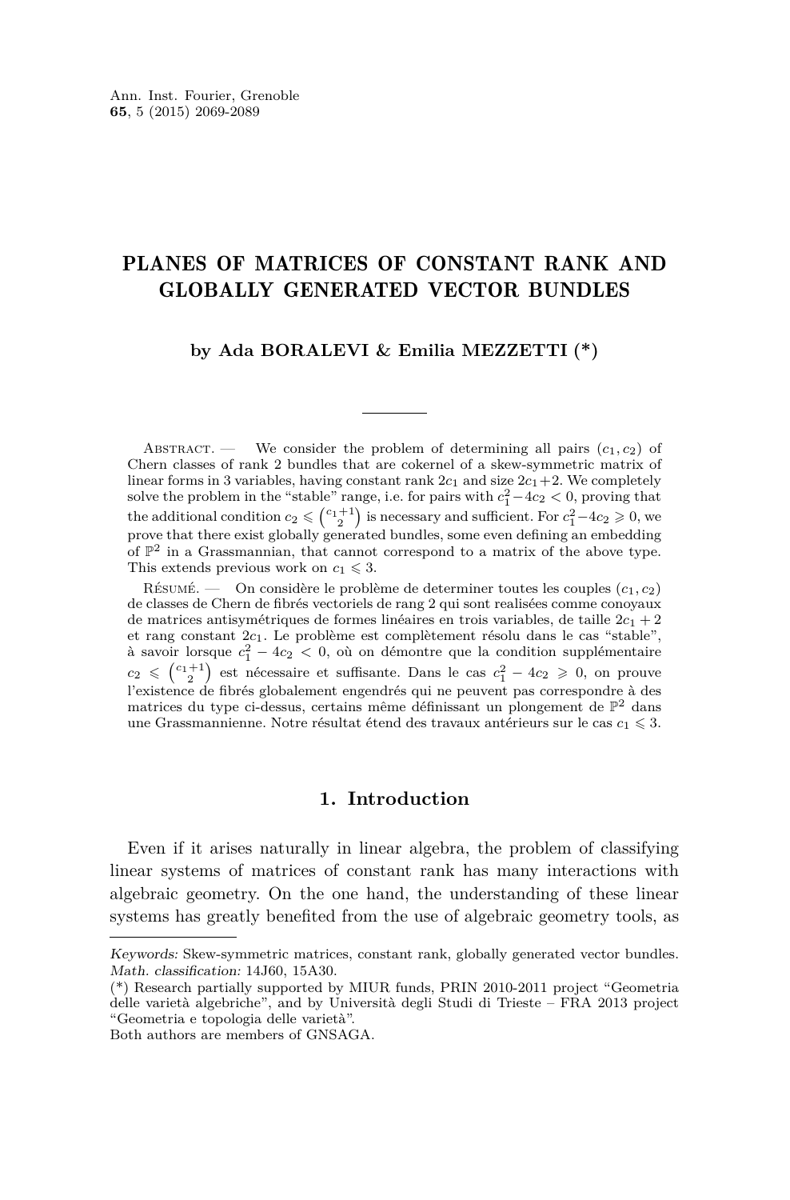Ann. Inst. Fourier, Grenoble
**65**, 5 (2015) 2069-2089

# PLANES OF MATRICES OF CONSTANT RANK AND GLOBALLY GENERATED VECTOR BUNDLES

**by Ada BORALEVI & Emilia MEZZETTI (*)**

Abstract. — We consider the problem of determining all pairs $(c_1, c_2)$ of Chern classes of rank 2 bundles that are cokernel of a skew-symmetric matrix of linear forms in 3 variables, having constant rank $2c_1$ and size $2c_1+2$. We completely solve the problem in the "stable" range, i.e. for pairs with $c_1^2-4c_2 < 0$, proving that the additional condition $c_2 \leqslant \binom{c_1+1}{2}$ is necessary and sufficient. For $c_1^2-4c_2 \geqslant 0$, we prove that there exist globally generated bundles, some even defining an embedding of $\mathbb{P}^2$ in a Grassmannian, that cannot correspond to a matrix of the above type. This extends previous work on $c_1 \leqslant 3$.

Résumé. — On considère le problème de determiner toutes les couples $(c_1, c_2)$ de classes de Chern de fibrés vectoriels de rang 2 qui sont realisées comme conoyaux de matrices antisymétriques de formes linéaires en trois variables, de taille $2c_1+2$ et rang constant $2c_1$. Le problème est complètement résolu dans le cas "stable", à savoir lorsque $c_1^2 - 4c_2 < 0$, où on démontre que la condition supplémentaire $c_2 \leqslant \binom{c_1+1}{2}$ est nécessaire et suffisante. Dans le cas $c_1^2 - 4c_2 \geqslant 0$, on prouve l'existence de fibrés globalement engendrés qui ne peuvent pas correspondre à des matrices du type ci-dessus, certains même définissant un plongement de $\mathbb{P}^2$ dans une Grassmannienne. Notre résultat étend des travaux antérieurs sur le cas $c_1 \leqslant 3$.

## 1. Introduction

Even if it arises naturally in linear algebra, the problem of classifying linear systems of matrices of constant rank has many interactions with algebraic geometry. On the one hand, the understanding of these linear systems has greatly benefited from the use of algebraic geometry tools, as

*Keywords:* Skew-symmetric matrices, constant rank, globally generated vector bundles.
*Math. classification:* 14J60, 15A30.
(*) Research partially supported by MIUR funds, PRIN 2010-2011 project "Geometria delle varietà algebriche", and by Università degli Studi di Trieste – FRA 2013 project "Geometria e topologia delle varietà".
Both authors are members of GNSAGA.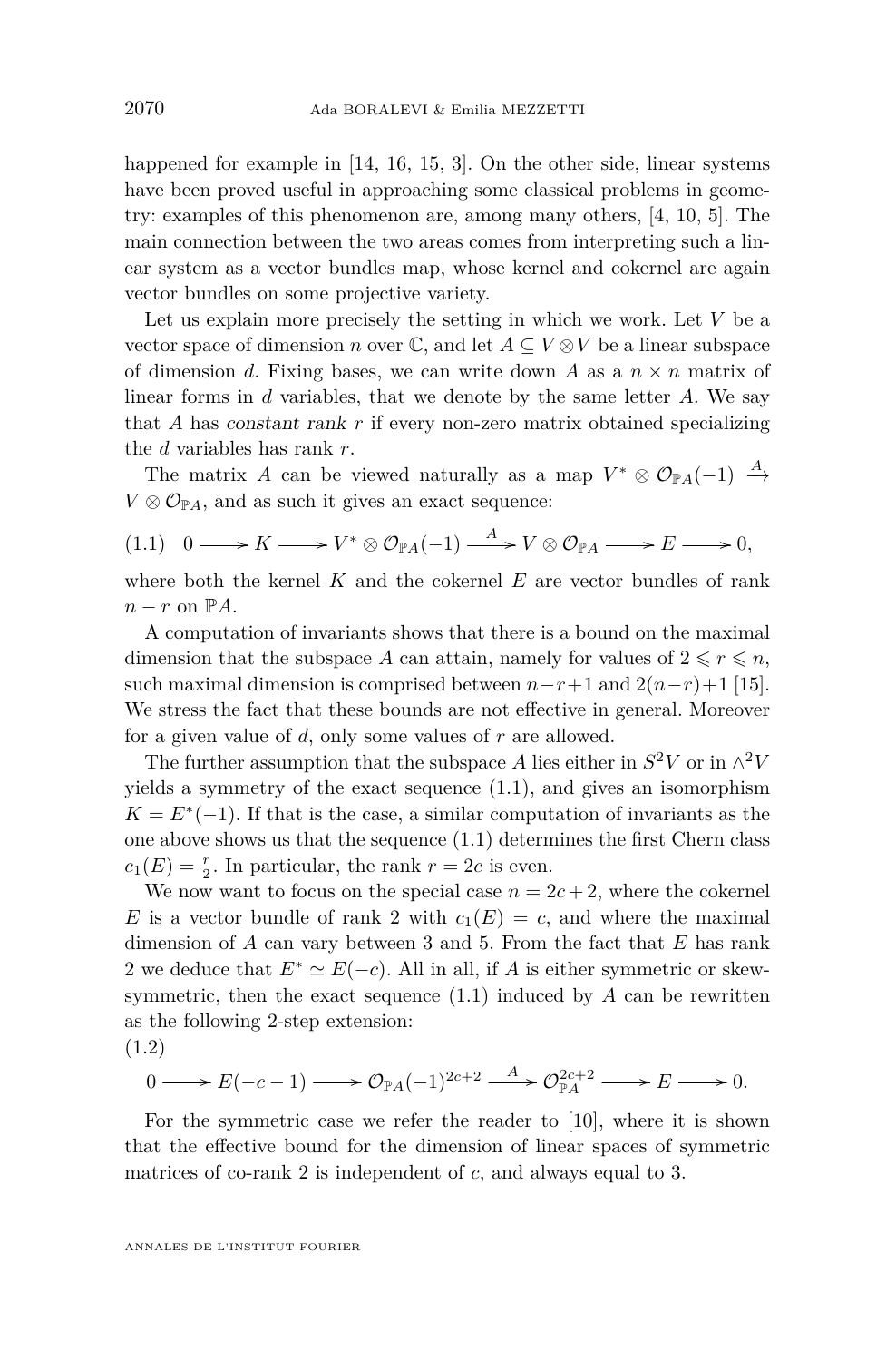happened for example in [14, 16, 15, 3]. On the other side, linear systems have been proved useful in approaching some classical problems in geometry: examples of this phenomenon are, among many others, [4, 10, 5]. The main connection between the two areas comes from interpreting such a linear system as a vector bundles map, whose kernel and cokernel are again vector bundles on some projective variety.

Let us explain more precisely the setting in which we work. Let $V$ be a vector space of dimension $n$ over $\mathbb{C}$, and let $A \subseteq V \otimes V$ be a linear subspace of dimension $d$. Fixing bases, we can write down $A$ as a $n \times n$ matrix of linear forms in $d$ variables, that we denote by the same letter $A$. We say that $A$ has *constant rank* $r$ if every non-zero matrix obtained specializing the $d$ variables has rank $r$.

The matrix $A$ can be viewed naturally as a map $V^* \otimes \mathcal{O}_{\mathbb{P}A}(-1) \xrightarrow{A} V \otimes \mathcal{O}_{\mathbb{P}A}$, and as such it gives an exact sequence:

$$0 \longrightarrow K \longrightarrow V^* \otimes \mathcal{O}_{\mathbb{P}A}(-1) \xrightarrow{A} V \otimes \mathcal{O}_{\mathbb{P}A} \longrightarrow E \longrightarrow 0, \tag{1.1}$$

where both the kernel $K$ and the cokernel $E$ are vector bundles of rank $n-r$ on $\mathbb{P}A$.

A computation of invariants shows that there is a bound on the maximal dimension that the subspace $A$ can attain, namely for values of $2 \leqslant r \leqslant n$, such maximal dimension is comprised between $n-r+1$ and $2(n-r)+1$ [15]. We stress the fact that these bounds are not effective in general. Moreover for a given value of $d$, only some values of $r$ are allowed.

The further assumption that the subspace $A$ lies either in $S^2V$ or in $\wedge^2 V$ yields a symmetry of the exact sequence (1.1), and gives an isomorphism $K = E^*(-1)$. If that is the case, a similar computation of invariants as the one above shows us that the sequence (1.1) determines the first Chern class $c_1(E) = \frac{r}{2}$. In particular, the rank $r = 2c$ is even.

We now want to focus on the special case $n = 2c+2$, where the cokernel $E$ is a vector bundle of rank 2 with $c_1(E) = c$, and where the maximal dimension of $A$ can vary between 3 and 5. From the fact that $E$ has rank 2 we deduce that $E^* \simeq E(-c)$. All in all, if $A$ is either symmetric or skew-symmetric, then the exact sequence (1.1) induced by $A$ can be rewritten as the following 2-step extension:

$$0 \longrightarrow E(-c-1) \longrightarrow \mathcal{O}_{\mathbb{P}A}(-1)^{2c+2} \xrightarrow{A} \mathcal{O}_{\mathbb{P}A}^{2c+2} \longrightarrow E \longrightarrow 0. \tag{1.2}$$

For the symmetric case we refer the reader to [10], where it is shown that the effective bound for the dimension of linear spaces of symmetric matrices of co-rank 2 is independent of $c$, and always equal to 3.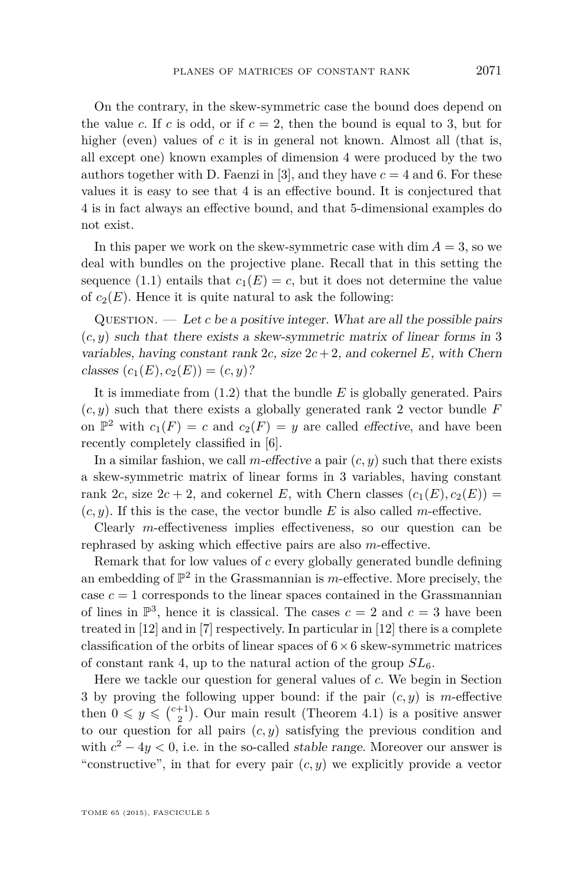On the contrary, in the skew-symmetric case the bound does depend on the value $c$. If $c$ is odd, or if $c = 2$, then the bound is equal to 3, but for higher (even) values of $c$ it is in general not known. Almost all (that is, all except one) known examples of dimension 4 were produced by the two authors together with D. Faenzi in [3], and they have $c = 4$ and 6. For these values it is easy to see that 4 is an effective bound. It is conjectured that 4 is in fact always an effective bound, and that 5-dimensional examples do not exist.

In this paper we work on the skew-symmetric case with $\dim A = 3$, so we deal with bundles on the projective plane. Recall that in this setting the sequence (1.1) entails that $c_1(E) = c$, but it does not determine the value of $c_2(E)$. Hence it is quite natural to ask the following:

Question. — *Let $c$ be a positive integer. What are all the possible pairs $(c, y)$ such that there exists a skew-symmetric matrix of linear forms in 3 variables, having constant rank $2c$, size $2c+2$, and cokernel $E$, with Chern classes $(c_1(E), c_2(E)) = (c, y)$?*

It is immediate from (1.2) that the bundle $E$ is globally generated. Pairs $(c, y)$ such that there exists a globally generated rank 2 vector bundle $F$ on $\mathbb{P}^2$ with $c_1(F) = c$ and $c_2(F) = y$ are called *effective*, and have been recently completely classified in [6].

In a similar fashion, we call *$m$-effective* a pair $(c, y)$ such that there exists a skew-symmetric matrix of linear forms in 3 variables, having constant rank $2c$, size $2c + 2$, and cokernel $E$, with Chern classes $(c_1(E), c_2(E)) = (c, y)$. If this is the case, the vector bundle $E$ is also called $m$-effective.

Clearly $m$-effectiveness implies effectiveness, so our question can be rephrased by asking which effective pairs are also $m$-effective.

Remark that for low values of $c$ every globally generated bundle defining an embedding of $\mathbb{P}^2$ in the Grassmannian is $m$-effective. More precisely, the case $c = 1$ corresponds to the linear spaces contained in the Grassmannian of lines in $\mathbb{P}^3$, hence it is classical. The cases $c = 2$ and $c = 3$ have been treated in [12] and in [7] respectively. In particular in [12] there is a complete classification of the orbits of linear spaces of $6 \times 6$ skew-symmetric matrices of constant rank 4, up to the natural action of the group $SL_6$.

Here we tackle our question for general values of $c$. We begin in Section 3 by proving the following upper bound: if the pair $(c, y)$ is $m$-effective then $0 \leqslant y \leqslant \binom{c+1}{2}$. Our main result (Theorem 4.1) is a positive answer to our question for all pairs $(c, y)$ satisfying the previous condition and with $c^2 - 4y < 0$, i.e. in the so-called *stable range*. Moreover our answer is "constructive", in that for every pair $(c, y)$ we explicitly provide a vector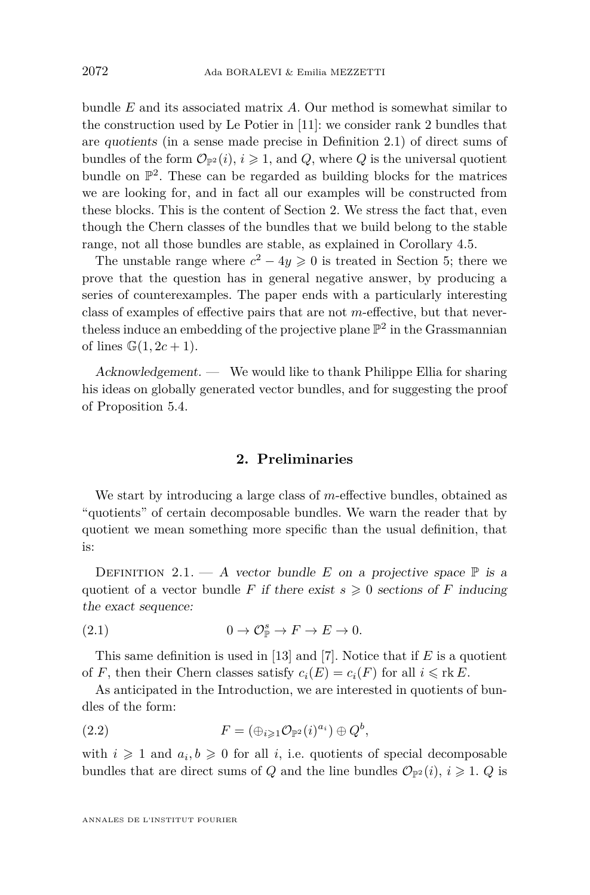bundle $E$ and its associated matrix $A$. Our method is somewhat similar to the construction used by Le Potier in [11]: we consider rank 2 bundles that are *quotients* (in a sense made precise in Definition 2.1) of direct sums of bundles of the form $\mathcal{O}_{\mathbb{P}^2}(i)$, $i \geqslant 1$, and $Q$, where $Q$ is the universal quotient bundle on $\mathbb{P}^2$. These can be regarded as building blocks for the matrices we are looking for, and in fact all our examples will be constructed from these blocks. This is the content of Section 2. We stress the fact that, even though the Chern classes of the bundles that we build belong to the stable range, not all those bundles are stable, as explained in Corollary 4.5.

The unstable range where $c^2 - 4y \geqslant 0$ is treated in Section 5; there we prove that the question has in general negative answer, by producing a series of counterexamples. The paper ends with a particularly interesting class of examples of effective pairs that are not $m$-effective, but that nevertheless induce an embedding of the projective plane $\mathbb{P}^2$ in the Grassmannian of lines $\mathbb{G}(1, 2c+1)$.

*Acknowledgement.* — We would like to thank Philippe Ellia for sharing his ideas on globally generated vector bundles, and for suggesting the proof of Proposition 5.4.

## 2. Preliminaries

We start by introducing a large class of $m$-effective bundles, obtained as "quotients" of certain decomposable bundles. We warn the reader that by quotient we mean something more specific than the usual definition, that is:

Definition 2.1. — *A vector bundle $E$ on a projective space $\mathbb{P}$ is a* quotient *of a vector bundle $F$ if there exist $s \geqslant 0$ sections of $F$ inducing the exact sequence:*

$$0 \to \mathcal{O}_{\mathbb{P}}^s \to F \to E \to 0. \tag{2.1}$$

This same definition is used in [13] and [7]. Notice that if $E$ is a quotient of $F$, then their Chern classes satisfy $c_i(E) = c_i(F)$ for all $i \leqslant \operatorname{rk} E$.

As anticipated in the Introduction, we are interested in quotients of bundles of the form:

$$F = (\oplus_{i \geqslant 1} \mathcal{O}_{\mathbb{P}^2}(i)^{a_i}) \oplus Q^b, \tag{2.2}$$

with $i \geqslant 1$ and $a_i, b \geqslant 0$ for all $i$, i.e. quotients of special decomposable bundles that are direct sums of $Q$ and the line bundles $\mathcal{O}_{\mathbb{P}^2}(i)$, $i \geqslant 1$. $Q$ is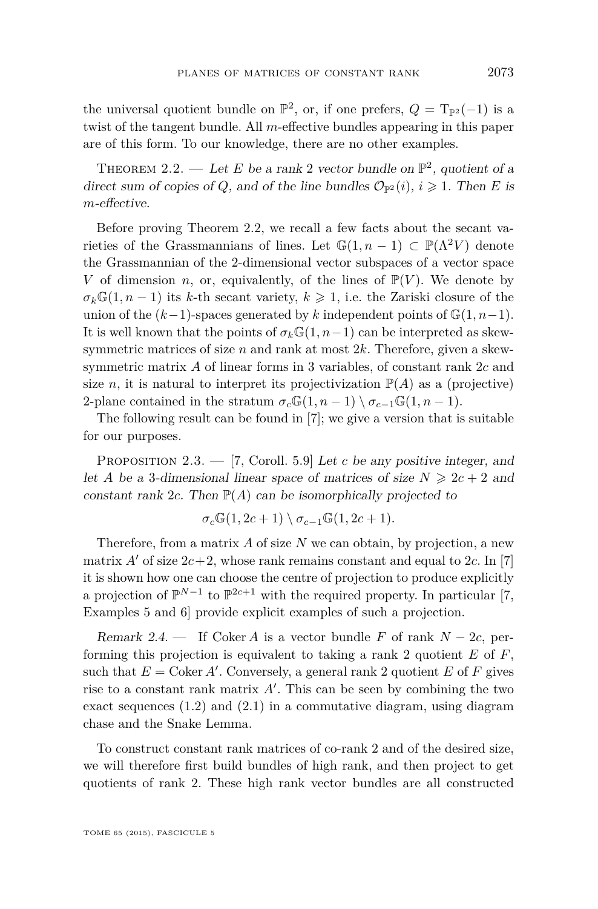the universal quotient bundle on $\mathbb{P}^2$, or, if one prefers, $Q = \mathrm{T}_{\mathbb{P}^2}(-1)$ is a twist of the tangent bundle. All $m$-effective bundles appearing in this paper are of this form. To our knowledge, there are no other examples.

Theorem 2.2. — *Let $E$ be a rank 2 vector bundle on $\mathbb{P}^2$, quotient of a direct sum of copies of $Q$, and of the line bundles $\mathcal{O}_{\mathbb{P}^2}(i)$, $i \geqslant 1$. Then $E$ is $m$-effective.*

Before proving Theorem 2.2, we recall a few facts about the secant varieties of the Grassmannians of lines. Let $\mathbb{G}(1, n-1) \subset \mathbb{P}(\Lambda^2 V)$ denote the Grassmannian of the 2-dimensional vector subspaces of a vector space $V$ of dimension $n$, or, equivalently, of the lines of $\mathbb{P}(V)$. We denote by $\sigma_k\mathbb{G}(1, n-1)$ its $k$-th secant variety, $k \geqslant 1$, i.e. the Zariski closure of the union of the $(k-1)$-spaces generated by $k$ independent points of $\mathbb{G}(1, n-1)$. It is well known that the points of $\sigma_k\mathbb{G}(1, n-1)$ can be interpreted as skew-symmetric matrices of size $n$ and rank at most $2k$. Therefore, given a skew-symmetric matrix $A$ of linear forms in 3 variables, of constant rank $2c$ and size $n$, it is natural to interpret its projectivization $\mathbb{P}(A)$ as a (projective) 2-plane contained in the stratum $\sigma_c\mathbb{G}(1, n-1) \setminus \sigma_{c-1}\mathbb{G}(1, n-1)$.

The following result can be found in [7]; we give a version that is suitable for our purposes.

Proposition 2.3. — [7, Coroll. 5.9] *Let $c$ be any positive integer, and let $A$ be a 3-dimensional linear space of matrices of size $N \geqslant 2c+2$ and constant rank $2c$. Then $\mathbb{P}(A)$ can be isomorphically projected to*

$$\sigma_c\mathbb{G}(1, 2c+1) \setminus \sigma_{c-1}\mathbb{G}(1, 2c+1).$$

Therefore, from a matrix $A$ of size $N$ we can obtain, by projection, a new matrix $A'$ of size $2c+2$, whose rank remains constant and equal to $2c$. In [7] it is shown how one can choose the centre of projection to produce explicitly a projection of $\mathbb{P}^{N-1}$ to $\mathbb{P}^{2c+1}$ with the required property. In particular [7, Examples 5 and 6] provide explicit examples of such a projection.

*Remark 2.4.* — If $\operatorname{Coker} A$ is a vector bundle $F$ of rank $N - 2c$, performing this projection is equivalent to taking a rank 2 quotient $E$ of $F$, such that $E = \operatorname{Coker} A'$. Conversely, a general rank 2 quotient $E$ of $F$ gives rise to a constant rank matrix $A'$. This can be seen by combining the two exact sequences (1.2) and (2.1) in a commutative diagram, using diagram chase and the Snake Lemma.

To construct constant rank matrices of co-rank 2 and of the desired size, we will therefore first build bundles of high rank, and then project to get quotients of rank 2. These high rank vector bundles are all constructed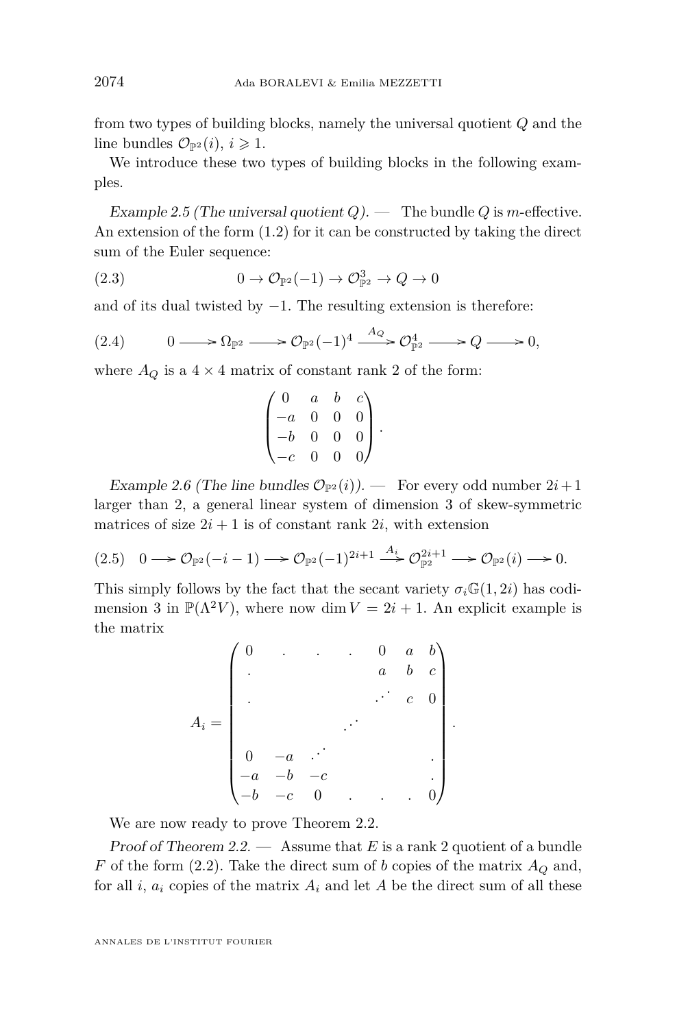from two types of building blocks, namely the universal quotient $Q$ and the line bundles $\mathcal{O}_{\mathbb{P}^2}(i)$, $i \geqslant 1$.

We introduce these two types of building blocks in the following examples.

*Example 2.5 (The universal quotient $Q$).* — The bundle $Q$ is $m$-effective. An extension of the form (1.2) for it can be constructed by taking the direct sum of the Euler sequence:

$$0 \to \mathcal{O}_{\mathbb{P}^2}(-1) \to \mathcal{O}_{\mathbb{P}^2}^3 \to Q \to 0 \tag{2.3}$$

and of its dual twisted by $-1$. The resulting extension is therefore:

$$0 \longrightarrow \Omega_{\mathbb{P}^2} \longrightarrow \mathcal{O}_{\mathbb{P}^2}(-1)^4 \xrightarrow{A_Q} \mathcal{O}_{\mathbb{P}^2}^4 \longrightarrow Q \longrightarrow 0, \tag{2.4}$$

where $A_Q$ is a $4 \times 4$ matrix of constant rank 2 of the form:

$$\begin{pmatrix} 0 & a & b & c \\ -a & 0 & 0 & 0 \\ -b & 0 & 0 & 0 \\ -c & 0 & 0 & 0 \end{pmatrix}.$$

*Example 2.6 (The line bundles $\mathcal{O}_{\mathbb{P}^2}(i)$).* — For every odd number $2i+1$ larger than 2, a general linear system of dimension 3 of skew-symmetric matrices of size $2i+1$ is of constant rank $2i$, with extension

$$0 \longrightarrow \mathcal{O}_{\mathbb{P}^2}(-i-1) \longrightarrow \mathcal{O}_{\mathbb{P}^2}(-1)^{2i+1} \xrightarrow{A_i} \mathcal{O}_{\mathbb{P}^2}^{2i+1} \longrightarrow \mathcal{O}_{\mathbb{P}^2}(i) \longrightarrow 0. \tag{2.5}$$

This simply follows by the fact that the secant variety $\sigma_i\mathbb{G}(1, 2i)$ has codimension 3 in $\mathbb{P}(\Lambda^2 V)$, where now $\dim V = 2i + 1$. An explicit example is the matrix

$$A_i = \begin{pmatrix} 0 & . & . & . & 0 & a & b \\ . & & & & a & b & c \\ . & & & & \cdot^{\cdot^{\cdot}} & c & 0 \\ & & & \cdot^{\cdot^{\cdot}} & & & \\ 0 & -a & \cdot^{\cdot^{\cdot}} & & & & . \\ -a & -b & -c & & & & . \\ -b & -c & 0 & . & . & . & 0 \end{pmatrix}.$$

We are now ready to prove Theorem 2.2.

*Proof of Theorem 2.2.* — Assume that $E$ is a rank 2 quotient of a bundle $F$ of the form (2.2). Take the direct sum of $b$ copies of the matrix $A_Q$ and, for all $i$, $a_i$ copies of the matrix $A_i$ and let $A$ be the direct sum of all these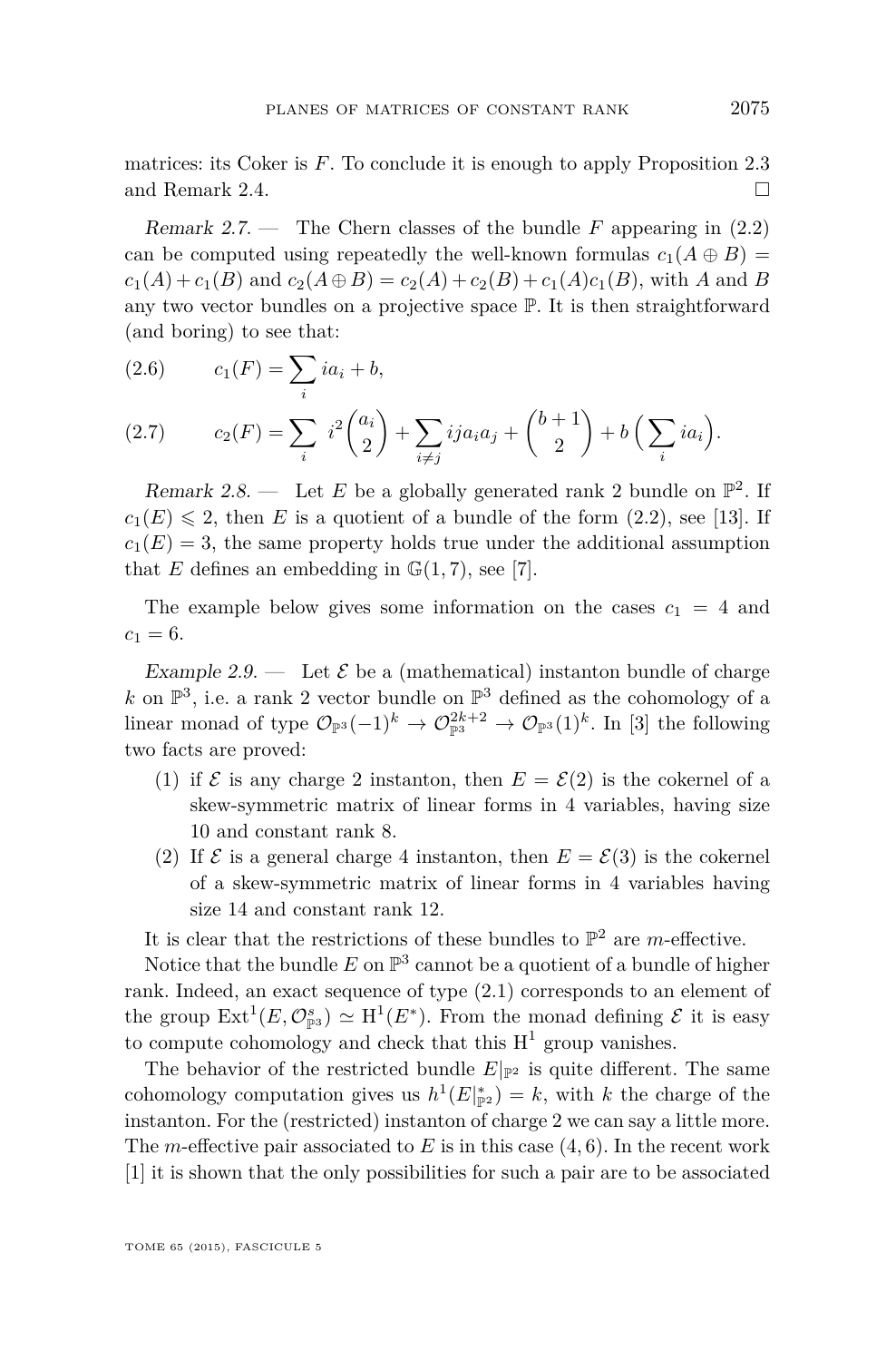matrices: its Coker is $F$. To conclude it is enough to apply Proposition 2.3 and Remark 2.4. □

*Remark 2.7.* — The Chern classes of the bundle $F$ appearing in (2.2) can be computed using repeatedly the well-known formulas $c_1(A \oplus B) = c_1(A) + c_1(B)$ and $c_2(A \oplus B) = c_2(A) + c_2(B) + c_1(A)c_1(B)$, with $A$ and $B$ any two vector bundles on a projective space $\mathbb{P}$. It is then straightforward (and boring) to see that:

$$c_1(F) = \sum_i i a_i + b, \tag{2.6}$$

$$c_2(F) = \sum_i i^2 \binom{a_i}{2} + \sum_{i \neq j} ij a_i a_j + \binom{b+1}{2} + b\Big(\sum_i i a_i\Big). \tag{2.7}$$

*Remark 2.8.* — Let $E$ be a globally generated rank 2 bundle on $\mathbb{P}^2$. If $c_1(E) \leqslant 2$, then $E$ is a quotient of a bundle of the form (2.2), see [13]. If $c_1(E) = 3$, the same property holds true under the additional assumption that $E$ defines an embedding in $\mathbb{G}(1,7)$, see [7].

The example below gives some information on the cases $c_1 = 4$ and $c_1 = 6$.

*Example 2.9.* — Let $\mathcal{E}$ be a (mathematical) instanton bundle of charge $k$ on $\mathbb{P}^3$, i.e. a rank 2 vector bundle on $\mathbb{P}^3$ defined as the cohomology of a linear monad of type $\mathcal{O}_{\mathbb{P}^3}(-1)^k \to \mathcal{O}_{\mathbb{P}^3}^{2k+2} \to \mathcal{O}_{\mathbb{P}^3}(1)^k$. In [3] the following two facts are proved:

1. if $\mathcal{E}$ is any charge 2 instanton, then $E = \mathcal{E}(2)$ is the cokernel of a skew-symmetric matrix of linear forms in 4 variables, having size 10 and constant rank 8.
2. If $\mathcal{E}$ is a general charge 4 instanton, then $E = \mathcal{E}(3)$ is the cokernel of a skew-symmetric matrix of linear forms in 4 variables having size 14 and constant rank 12.

It is clear that the restrictions of these bundles to $\mathbb{P}^2$ are $m$-effective.

Notice that the bundle $E$ on $\mathbb{P}^3$ cannot be a quotient of a bundle of higher rank. Indeed, an exact sequence of type (2.1) corresponds to an element of the group $\mathrm{Ext}^1(E, \mathcal{O}_{\mathbb{P}^3}^s) \simeq \mathrm{H}^1(E^*)$. From the monad defining $\mathcal{E}$ it is easy to compute cohomology and check that this $\mathrm{H}^1$ group vanishes.

The behavior of the restricted bundle $E|_{\mathbb{P}^2}$ is quite different. The same cohomology computation gives us $h^1(E|_{\mathbb{P}^2}^*) = k$, with $k$ the charge of the instanton. For the (restricted) instanton of charge 2 we can say a little more. The $m$-effective pair associated to $E$ is in this case $(4,6)$. In the recent work [1] it is shown that the only possibilities for such a pair are to be associated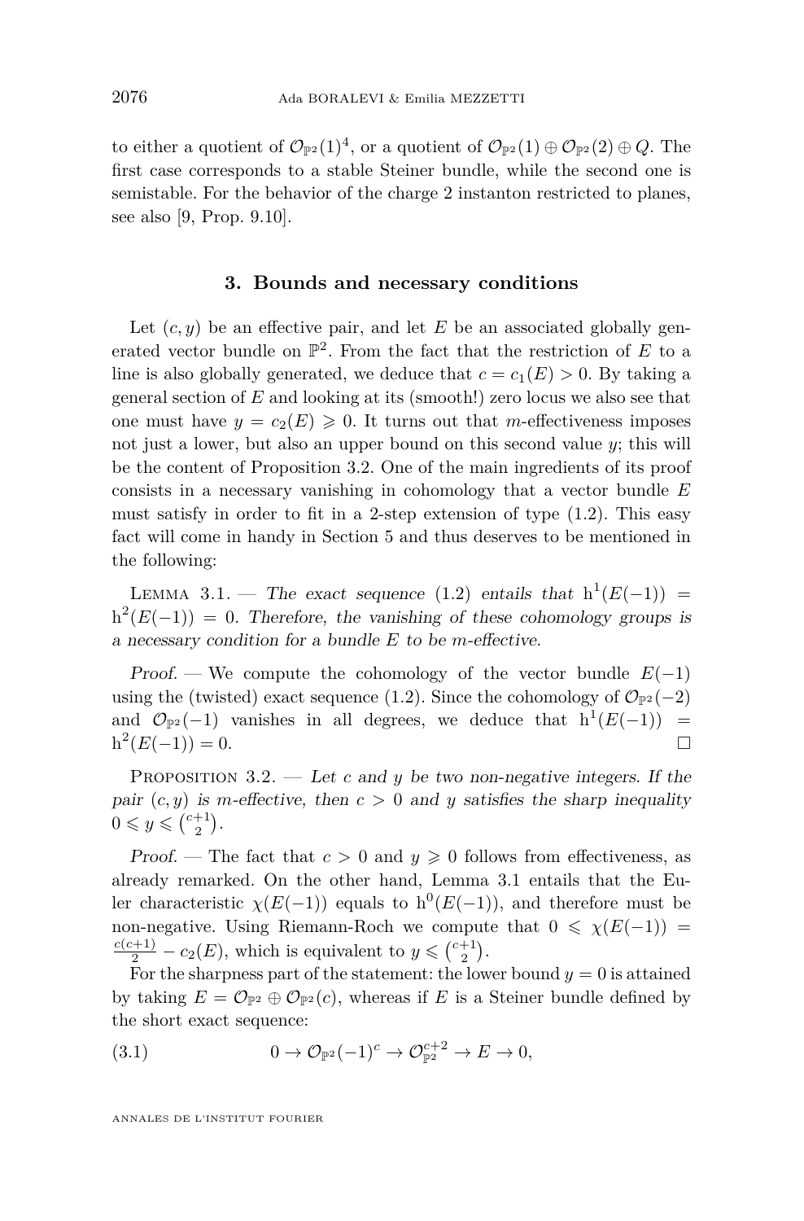to either a quotient of $\mathcal{O}_{\mathbb{P}^2}(1)^4$, or a quotient of $\mathcal{O}_{\mathbb{P}^2}(1) \oplus \mathcal{O}_{\mathbb{P}^2}(2) \oplus Q$. The first case corresponds to a stable Steiner bundle, while the second one is semistable. For the behavior of the charge 2 instanton restricted to planes, see also [9, Prop. 9.10].

## 3. Bounds and necessary conditions

Let $(c, y)$ be an effective pair, and let $E$ be an associated globally generated vector bundle on $\mathbb{P}^2$. From the fact that the restriction of $E$ to a line is also globally generated, we deduce that $c = c_1(E) > 0$. By taking a general section of $E$ and looking at its (smooth!) zero locus we also see that one must have $y = c_2(E) \geqslant 0$. It turns out that $m$-effectiveness imposes not just a lower, but also an upper bound on this second value $y$; this will be the content of Proposition 3.2. One of the main ingredients of its proof consists in a necessary vanishing in cohomology that a vector bundle $E$ must satisfy in order to fit in a 2-step extension of type (1.2). This easy fact will come in handy in Section 5 and thus deserves to be mentioned in the following:

Lemma 3.1. — *The exact sequence* (1.2) *entails that* $\mathrm{h}^1(E(-1)) = \mathrm{h}^2(E(-1)) = 0$. *Therefore, the vanishing of these cohomology groups is a necessary condition for a bundle $E$ to be $m$-effective.*

*Proof.* — We compute the cohomology of the vector bundle $E(-1)$ using the (twisted) exact sequence (1.2). Since the cohomology of $\mathcal{O}_{\mathbb{P}^2}(-2)$ and $\mathcal{O}_{\mathbb{P}^2}(-1)$ vanishes in all degrees, we deduce that $\mathrm{h}^1(E(-1)) = \mathrm{h}^2(E(-1)) = 0$. □

Proposition 3.2. — *Let $c$ and $y$ be two non-negative integers. If the pair $(c, y)$ is $m$-effective, then $c > 0$ and $y$ satisfies the sharp inequality $0 \leqslant y \leqslant \binom{c+1}{2}$.*

*Proof.* — The fact that $c > 0$ and $y \geqslant 0$ follows from effectiveness, as already remarked. On the other hand, Lemma 3.1 entails that the Euler characteristic $\chi(E(-1))$ equals to $\mathrm{h}^0(E(-1))$, and therefore must be non-negative. Using Riemann-Roch we compute that $0 \leqslant \chi(E(-1)) = \frac{c(c+1)}{2} - c_2(E)$, which is equivalent to $y \leqslant \binom{c+1}{2}$.

For the sharpness part of the statement: the lower bound $y = 0$ is attained by taking $E = \mathcal{O}_{\mathbb{P}^2} \oplus \mathcal{O}_{\mathbb{P}^2}(c)$, whereas if $E$ is a Steiner bundle defined by the short exact sequence:

$$0 \to \mathcal{O}_{\mathbb{P}^2}(-1)^c \to \mathcal{O}_{\mathbb{P}^2}^{c+2} \to E \to 0, \tag{3.1}$$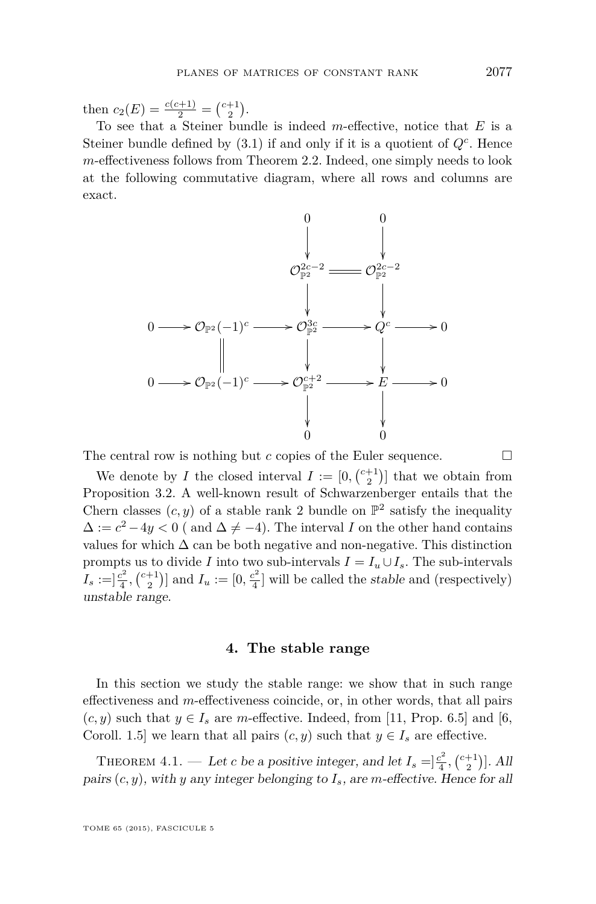then $c_2(E) = \frac{c(c+1)}{2} = \binom{c+1}{2}$.

To see that a Steiner bundle is indeed $m$-effective, notice that $E$ is a Steiner bundle defined by (3.1) if and only if it is a quotient of $Q^c$. Hence $m$-effectiveness follows from Theorem 2.2. Indeed, one simply needs to look at the following commutative diagram, where all rows and columns are exact.

$$
\begin{array}{ccccccccc}
 & & & & 0 & & 0 & & \\
 & & & & \downarrow & & \downarrow & & \\
 & & & & \mathcal{O}_{\mathbb{P}^2}^{2c-2} & = & \mathcal{O}_{\mathbb{P}^2}^{2c-2} & & \\
 & & & & \downarrow & & \downarrow & & \\
0 & \to & \mathcal{O}_{\mathbb{P}^2}(-1)^c & \to & \mathcal{O}_{\mathbb{P}^2}^{3c} & \to & Q^c & \to & 0 \\
 & & \| & & \downarrow & & \downarrow & & \\
0 & \to & \mathcal{O}_{\mathbb{P}^2}(-1)^c & \to & \mathcal{O}_{\mathbb{P}^2}^{c+2} & \to & E & \to & 0 \\
 & & & & \downarrow & & \downarrow & & \\
 & & & & 0 & & 0 & &
\end{array}
$$

The central row is nothing but $c$ copies of the Euler sequence. □

We denote by $I$ the closed interval $I := [0, \binom{c+1}{2}]$ that we obtain from Proposition 3.2. A well-known result of Schwarzenberger entails that the Chern classes $(c, y)$ of a stable rank 2 bundle on $\mathbb{P}^2$ satisfy the inequality $\Delta := c^2 - 4y < 0$ ( and $\Delta \neq -4$). The interval $I$ on the other hand contains values for which $\Delta$ can be both negative and non-negative. This distinction prompts us to divide $I$ into two sub-intervals $I = I_u \cup I_s$. The sub-intervals $I_s := ]\frac{c^2}{4}, \binom{c+1}{2}]$ and $I_u := [0, \frac{c^2}{4}]$ will be called the *stable* and (respectively) *unstable range*.

## 4. The stable range

In this section we study the stable range: we show that in such range effectiveness and $m$-effectiveness coincide, or, in other words, that all pairs $(c, y)$ such that $y \in I_s$ are $m$-effective. Indeed, from [11, Prop. 6.5] and [6, Coroll. 1.5] we learn that all pairs $(c, y)$ such that $y \in I_s$ are effective.

Theorem 4.1. — *Let $c$ be a positive integer, and let $I_s = ]\frac{c^2}{4}, \binom{c+1}{2}]$. All pairs $(c, y)$, with $y$ any integer belonging to $I_s$, are $m$-effective. Hence for all*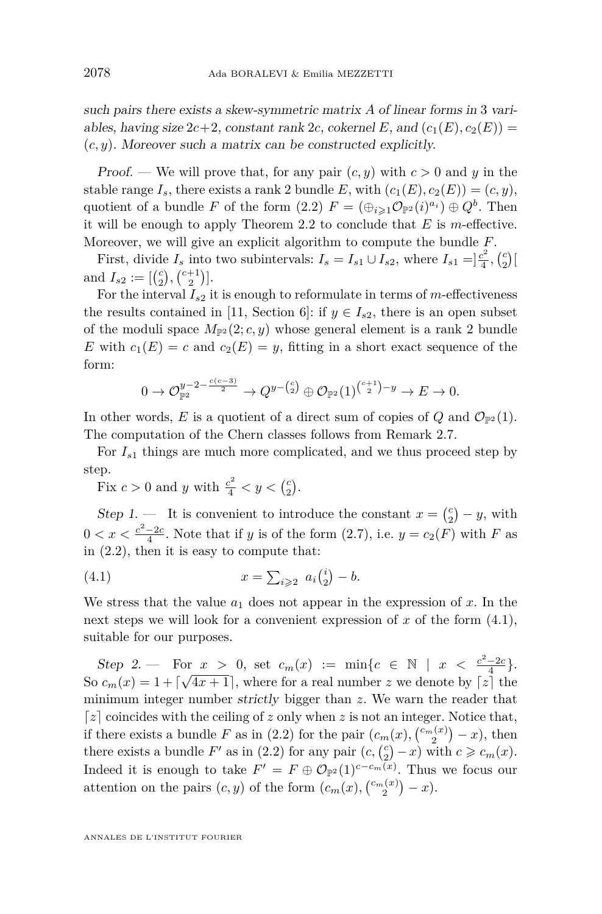*such pairs there exists a skew-symmetric matrix $A$ of linear forms in 3 variables, having size $2c+2$, constant rank $2c$, cokernel $E$, and $(c_1(E), c_2(E)) = (c, y)$. Moreover such a matrix can be constructed explicitly.*

*Proof.* — We will prove that, for any pair $(c, y)$ with $c > 0$ and $y$ in the stable range $I_s$, there exists a rank 2 bundle $E$, with $(c_1(E), c_2(E)) = (c, y)$, quotient of a bundle $F$ of the form (2.2) $F = (\oplus_{i \geqslant 1} \mathcal{O}_{\mathbb{P}^2}(i)^{a_i}) \oplus Q^b$. Then it will be enough to apply Theorem 2.2 to conclude that $E$ is $m$-effective. Moreover, we will give an explicit algorithm to compute the bundle $F$.

First, divide $I_s$ into two subintervals: $I_s = I_{s1} \cup I_{s2}$, where $I_{s1} = ]\frac{c^2}{4}, \binom{c}{2}[$ and $I_{s2} := [\binom{c}{2}, \binom{c+1}{2}]$.

For the interval $I_{s2}$ it is enough to reformulate in terms of $m$-effectiveness the results contained in [11, Section 6]: if $y \in I_{s2}$, there is an open subset of the moduli space $M_{\mathbb{P}^2}(2; c, y)$ whose general element is a rank 2 bundle $E$ with $c_1(E) = c$ and $c_2(E) = y$, fitting in a short exact sequence of the form:

$$0 \to \mathcal{O}_{\mathbb{P}^2}^{y-2-\frac{c(c-3)}{2}} \to Q^{y-\binom{c}{2}} \oplus \mathcal{O}_{\mathbb{P}^2}(1)^{\binom{c+1}{2}-y} \to E \to 0.$$

In other words, $E$ is a quotient of a direct sum of copies of $Q$ and $\mathcal{O}_{\mathbb{P}^2}(1)$. The computation of the Chern classes follows from Remark 2.7.

For $I_{s1}$ things are much more complicated, and we thus proceed step by step.

Fix $c > 0$ and $y$ with $\frac{c^2}{4} < y < \binom{c}{2}$.

*Step 1.* — It is convenient to introduce the constant $x = \binom{c}{2} - y$, with $0 < x < \frac{c^2-2c}{4}$. Note that if $y$ is of the form (2.7), i.e. $y = c_2(F)$ with $F$ as in (2.2), then it is easy to compute that:

$$x = \sum_{i \geqslant 2} a_i \binom{i}{2} - b. \tag{4.1}$$

We stress that the value $a_1$ does not appear in the expression of $x$. In the next steps we will look for a convenient expression of $x$ of the form (4.1), suitable for our purposes.

*Step 2.* — For $x > 0$, set $c_m(x) := \min\{c \in \mathbb{N} \mid x < \frac{c^2-2c}{4}\}$. So $c_m(x) = 1 + \lceil \sqrt{4x+1} \rceil$, where for a real number $z$ we denote by $\lceil z \rceil$ the minimum integer number *strictly* bigger than $z$. We warn the reader that $\lceil z \rceil$ coincides with the ceiling of $z$ only when $z$ is not an integer. Notice that, if there exists a bundle $F$ as in (2.2) for the pair $(c_m(x), \binom{c_m(x)}{2} - x)$, then there exists a bundle $F'$ as in (2.2) for any pair $(c, \binom{c}{2} - x)$ with $c \geqslant c_m(x)$. Indeed it is enough to take $F' = F \oplus \mathcal{O}_{\mathbb{P}^2}(1)^{c-c_m(x)}$. Thus we focus our attention on the pairs $(c, y)$ of the form $(c_m(x), \binom{c_m(x)}{2} - x)$.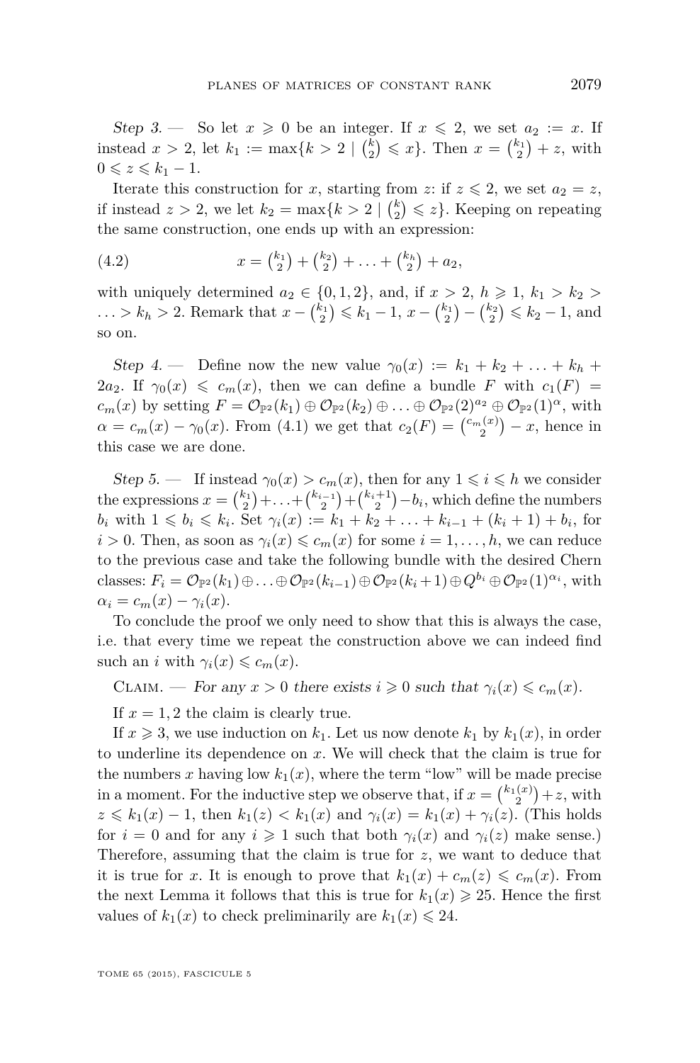*Step 3.* — So let $x \geqslant 0$ be an integer. If $x \leqslant 2$, we set $a_2 := x$. If instead $x > 2$, let $k_1 := \max\{k > 2 \mid \binom{k}{2} \leqslant x\}$. Then $x = \binom{k_1}{2} + z$, with $0 \leqslant z \leqslant k_1 - 1$.

Iterate this construction for $x$, starting from $z$: if $z \leqslant 2$, we set $a_2 = z$, if instead $z > 2$, we let $k_2 = \max\{k > 2 \mid \binom{k}{2} \leqslant z\}$. Keeping on repeating the same construction, one ends up with an expression:

$$x = \binom{k_1}{2} + \binom{k_2}{2} + \ldots + \binom{k_h}{2} + a_2, \tag{4.2}$$

with uniquely determined $a_2 \in \{0, 1, 2\}$, and, if $x > 2$, $h \geqslant 1$, $k_1 > k_2 > \ldots > k_h > 2$. Remark that $x - \binom{k_1}{2} \leqslant k_1 - 1$, $x - \binom{k_1}{2} - \binom{k_2}{2} \leqslant k_2 - 1$, and so on.

*Step 4.* — Define now the new value $\gamma_0(x) := k_1 + k_2 + \ldots + k_h + 2a_2$. If $\gamma_0(x) \leqslant c_m(x)$, then we can define a bundle $F$ with $c_1(F) = c_m(x)$ by setting $F = \mathcal{O}_{\mathbb{P}^2}(k_1) \oplus \mathcal{O}_{\mathbb{P}^2}(k_2) \oplus \ldots \oplus \mathcal{O}_{\mathbb{P}^2}(2)^{a_2} \oplus \mathcal{O}_{\mathbb{P}^2}(1)^{\alpha}$, with $\alpha = c_m(x) - \gamma_0(x)$. From (4.1) we get that $c_2(F) = \binom{c_m(x)}{2} - x$, hence in this case we are done.

*Step 5.* — If instead $\gamma_0(x) > c_m(x)$, then for any $1 \leqslant i \leqslant h$ we consider the expressions $x = \binom{k_1}{2} + \ldots + \binom{k_{i-1}}{2} + \binom{k_i+1}{2} - b_i$, which define the numbers $b_i$ with $1 \leqslant b_i \leqslant k_i$. Set $\gamma_i(x) := k_1 + k_2 + \ldots + k_{i-1} + (k_i + 1) + b_i$, for $i > 0$. Then, as soon as $\gamma_i(x) \leqslant c_m(x)$ for some $i = 1, \ldots, h$, we can reduce to the previous case and take the following bundle with the desired Chern classes: $F_i = \mathcal{O}_{\mathbb{P}^2}(k_1) \oplus \ldots \oplus \mathcal{O}_{\mathbb{P}^2}(k_{i-1}) \oplus \mathcal{O}_{\mathbb{P}^2}(k_i + 1) \oplus Q^{b_i} \oplus \mathcal{O}_{\mathbb{P}^2}(1)^{\alpha_i}$, with $\alpha_i = c_m(x) - \gamma_i(x)$.

To conclude the proof we only need to show that this is always the case, i.e. that every time we repeat the construction above we can indeed find such an $i$ with $\gamma_i(x) \leqslant c_m(x)$.

Claim. — *For any $x > 0$ there exists $i \geqslant 0$ such that $\gamma_i(x) \leqslant c_m(x)$.*

If $x = 1, 2$ the claim is clearly true.

If $x \geqslant 3$, we use induction on $k_1$. Let us now denote $k_1$ by $k_1(x)$, in order to underline its dependence on $x$. We will check that the claim is true for the numbers $x$ having low $k_1(x)$, where the term "low" will be made precise in a moment. For the inductive step we observe that, if $x = \binom{k_1(x)}{2} + z$, with $z \leqslant k_1(x) - 1$, then $k_1(z) < k_1(x)$ and $\gamma_i(x) = k_1(x) + \gamma_i(z)$. (This holds for $i = 0$ and for any $i \geqslant 1$ such that both $\gamma_i(x)$ and $\gamma_i(z)$ make sense.) Therefore, assuming that the claim is true for $z$, we want to deduce that it is true for $x$. It is enough to prove that $k_1(x) + c_m(z) \leqslant c_m(x)$. From the next Lemma it follows that this is true for $k_1(x) \geqslant 25$. Hence the first values of $k_1(x)$ to check preliminarily are $k_1(x) \leqslant 24$.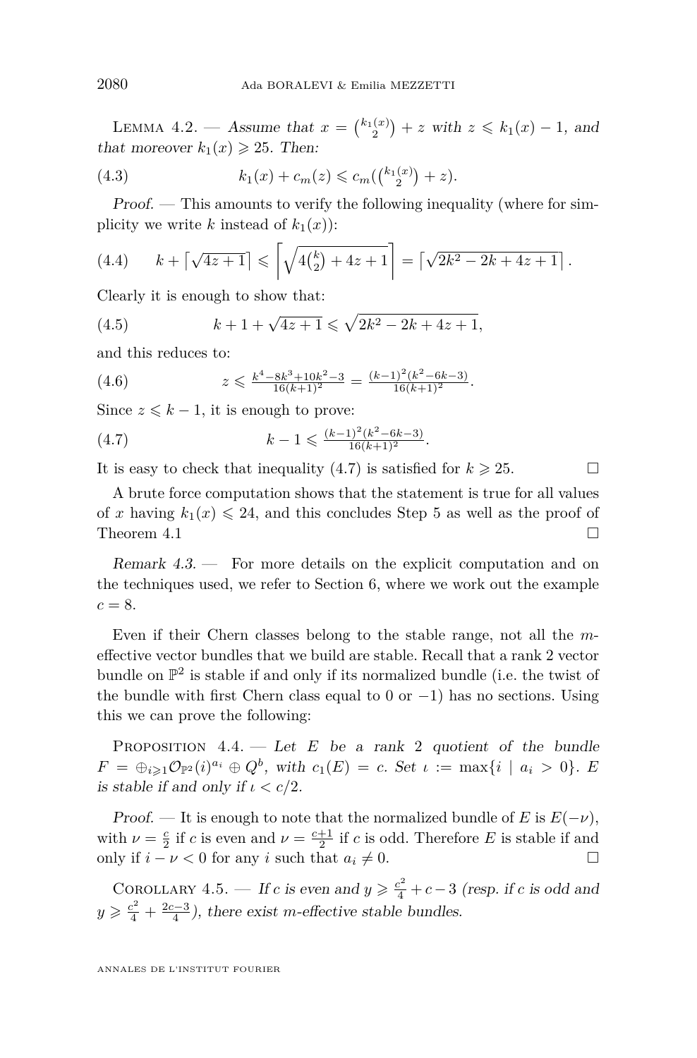Lemma 4.2. — *Assume that $x = \binom{k_1(x)}{2} + z$ with $z \leqslant k_1(x) - 1$, and that moreover $k_1(x) \geqslant 25$. Then:*

$$k_1(x) + c_m(z) \leqslant c_m(\tbinom{k_1(x)}{2} + z). \tag{4.3}$$

*Proof.* — This amounts to verify the following inequality (where for simplicity we write $k$ instead of $k_1(x)$):

$$k + \lceil \sqrt{4z+1} \rceil \leqslant \left\lceil \sqrt{4\tbinom{k}{2} + 4z + 1} \right\rceil = \lceil \sqrt{2k^2 - 2k + 4z + 1} \rceil . \tag{4.4}$$

Clearly it is enough to show that:

$$k + 1 + \sqrt{4z+1} \leqslant \sqrt{2k^2 - 2k + 4z + 1}, \tag{4.5}$$

and this reduces to:

$$z \leqslant \tfrac{k^4 - 8k^3 + 10k^2 - 3}{16(k+1)^2} = \tfrac{(k-1)^2(k^2-6k-3)}{16(k+1)^2}. \tag{4.6}$$

Since $z \leqslant k - 1$, it is enough to prove:

$$k - 1 \leqslant \tfrac{(k-1)^2(k^2-6k-3)}{16(k+1)^2}. \tag{4.7}$$

It is easy to check that inequality (4.7) is satisfied for $k \geqslant 25$. □

A brute force computation shows that the statement is true for all values of $x$ having $k_1(x) \leqslant 24$, and this concludes Step 5 as well as the proof of Theorem 4.1 □

*Remark 4.3.* — For more details on the explicit computation and on the techniques used, we refer to Section 6, where we work out the example $c = 8$.

Even if their Chern classes belong to the stable range, not all the $m$-effective vector bundles that we build are stable. Recall that a rank 2 vector bundle on $\mathbb{P}^2$ is stable if and only if its normalized bundle (i.e. the twist of the bundle with first Chern class equal to 0 or $-1$) has no sections. Using this we can prove the following:

Proposition 4.4. — *Let $E$ be a rank 2 quotient of the bundle $F = \oplus_{i \geqslant 1} \mathcal{O}_{\mathbb{P}^2}(i)^{a_i} \oplus Q^b$, with $c_1(E) = c$. Set $\iota := \max\{i \mid a_i > 0\}$. $E$ is stable if and only if $\iota < c/2$.*

*Proof.* — It is enough to note that the normalized bundle of $E$ is $E(-\nu)$, with $\nu = \frac{c}{2}$ if $c$ is even and $\nu = \frac{c+1}{2}$ if $c$ is odd. Therefore $E$ is stable if and only if $i - \nu < 0$ for any $i$ such that $a_i \neq 0$. □

Corollary 4.5. — *If $c$ is even and $y \geqslant \frac{c^2}{4} + c - 3$ (resp. if $c$ is odd and $y \geqslant \frac{c^2}{4} + \frac{2c-3}{4}$), there exist $m$-effective stable bundles.*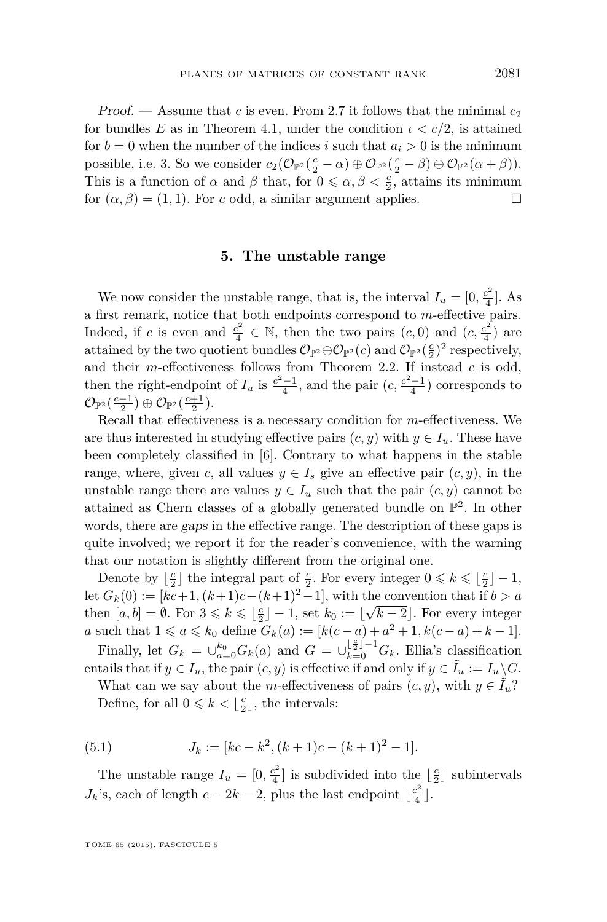*Proof.* — Assume that $c$ is even. From 2.7 it follows that the minimal $c_2$ for bundles $E$ as in Theorem 4.1, under the condition $\iota < c/2$, is attained for $b = 0$ when the number of the indices $i$ such that $a_i > 0$ is the minimum possible, i.e. 3. So we consider $c_2(\mathcal{O}_{\mathbb{P}^2}(\frac{c}{2} - \alpha) \oplus \mathcal{O}_{\mathbb{P}^2}(\frac{c}{2} - \beta) \oplus \mathcal{O}_{\mathbb{P}^2}(\alpha + \beta))$. This is a function of $\alpha$ and $\beta$ that, for $0 \leqslant \alpha, \beta < \frac{c}{2}$, attains its minimum for $(\alpha, \beta) = (1, 1)$. For $c$ odd, a similar argument applies. □

## 5. The unstable range

We now consider the unstable range, that is, the interval $I_u = [0, \frac{c^2}{4}]$. As a first remark, notice that both endpoints correspond to $m$-effective pairs. Indeed, if $c$ is even and $\frac{c^2}{4} \in \mathbb{N}$, then the two pairs $(c, 0)$ and $(c, \frac{c^2}{4})$ are attained by the two quotient bundles $\mathcal{O}_{\mathbb{P}^2} \oplus \mathcal{O}_{\mathbb{P}^2}(c)$ and $\mathcal{O}_{\mathbb{P}^2}(\frac{c}{2})^2$ respectively, and their $m$-effectiveness follows from Theorem 2.2. If instead $c$ is odd, then the right-endpoint of $I_u$ is $\frac{c^2-1}{4}$, and the pair $(c, \frac{c^2-1}{4})$ corresponds to $\mathcal{O}_{\mathbb{P}^2}(\frac{c-1}{2}) \oplus \mathcal{O}_{\mathbb{P}^2}(\frac{c+1}{2})$.

Recall that effectiveness is a necessary condition for $m$-effectiveness. We are thus interested in studying effective pairs $(c, y)$ with $y \in I_u$. These have been completely classified in [6]. Contrary to what happens in the stable range, where, given $c$, all values $y \in I_s$ give an effective pair $(c, y)$, in the unstable range there are values $y \in I_u$ such that the pair $(c, y)$ cannot be attained as Chern classes of a globally generated bundle on $\mathbb{P}^2$. In other words, there are *gaps* in the effective range. The description of these gaps is quite involved; we report it for the reader's convenience, with the warning that our notation is slightly different from the original one.

Denote by $\lfloor \frac{c}{2} \rfloor$ the integral part of $\frac{c}{2}$. For every integer $0 \leqslant k \leqslant \lfloor \frac{c}{2} \rfloor - 1$, let $G_k(0) := [kc+1, (k+1)c-(k+1)^2-1]$, with the convention that if $b > a$ then $[a, b] = \emptyset$. For $3 \leqslant k \leqslant \lfloor \frac{c}{2} \rfloor - 1$, set $k_0 := \lfloor \sqrt{k-2} \rfloor$. For every integer $a$ such that $1 \leqslant a \leqslant k_0$ define $G_k(a) := [k(c-a) + a^2 + 1, k(c-a) + k - 1]$.

Finally, let $G_k = \cup_{a=0}^{k_0} G_k(a)$ and $G = \cup_{k=0}^{\lfloor \frac{c}{2} \rfloor - 1} G_k$. Ellia's classification entails that if $y \in I_u$, the pair $(c, y)$ is effective if and only if $y \in \tilde{I}_u := I_u \setminus G$.

What can we say about the $m$-effectiveness of pairs $(c, y)$, with $y \in \tilde{I}_u$?

Define, for all $0 \leqslant k < \lfloor \frac{c}{2} \rfloor$, the intervals:

$$J_k := [kc - k^2, (k+1)c - (k+1)^2 - 1]. \tag{5.1}$$

The unstable range $I_u = [0, \frac{c^2}{4}]$ is subdivided into the $\lfloor \frac{c}{2} \rfloor$ subintervals $J_k$'s, each of length $c - 2k - 2$, plus the last endpoint $\lfloor \frac{c^2}{4} \rfloor$.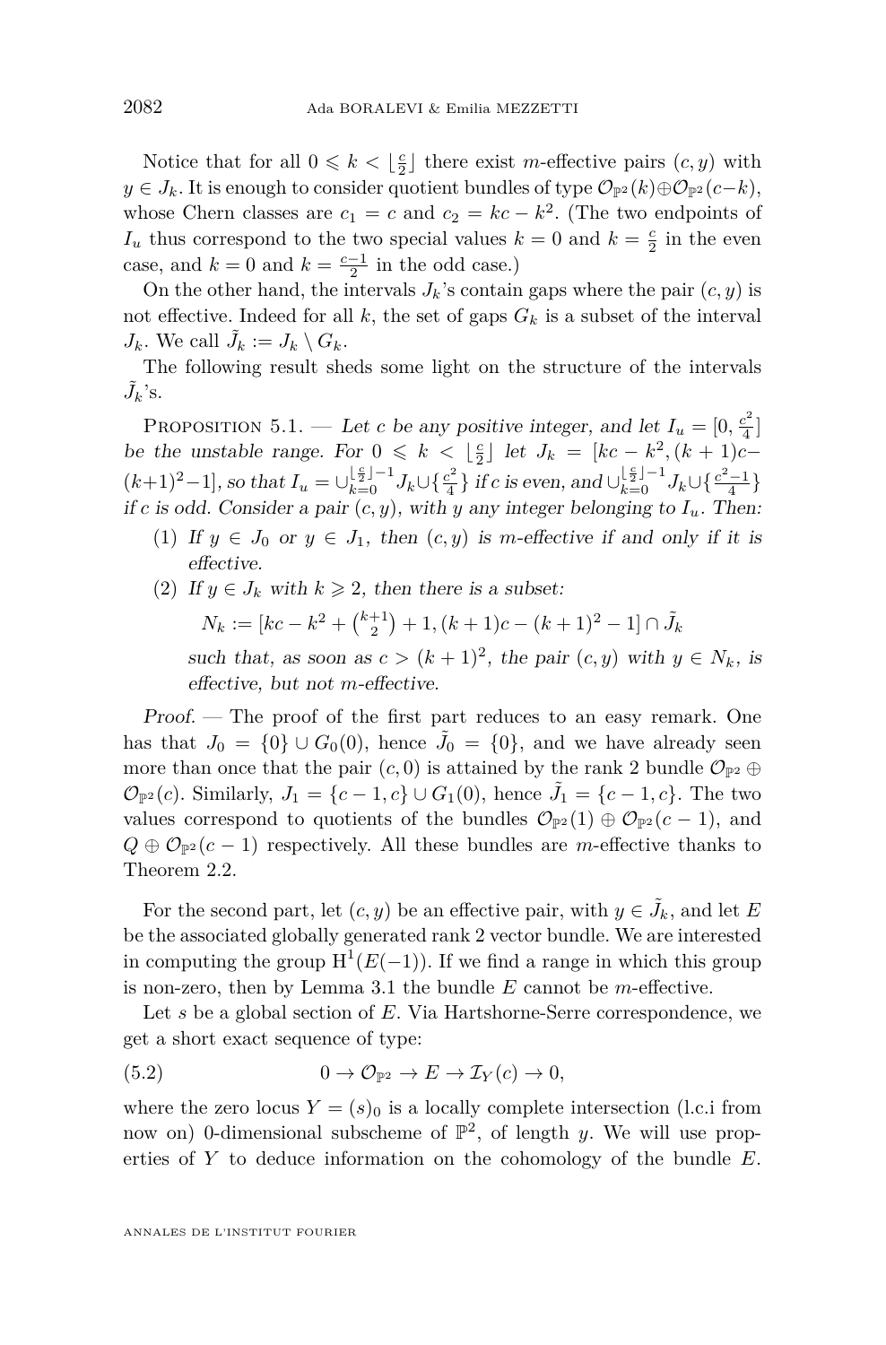Notice that for all $0 \leqslant k < \lfloor \frac{c}{2} \rfloor$ there exist $m$-effective pairs $(c, y)$ with $y \in J_k$. It is enough to consider quotient bundles of type $\mathcal{O}_{\mathbb{P}^2}(k) \oplus \mathcal{O}_{\mathbb{P}^2}(c-k)$, whose Chern classes are $c_1 = c$ and $c_2 = kc - k^2$. (The two endpoints of $I_u$ thus correspond to the two special values $k = 0$ and $k = \frac{c}{2}$ in the even case, and $k = 0$ and $k = \frac{c-1}{2}$ in the odd case.)

On the other hand, the intervals $J_k$'s contain gaps where the pair $(c, y)$ is not effective. Indeed for all $k$, the set of gaps $G_k$ is a subset of the interval $J_k$. We call $\tilde{J}_k := J_k \setminus G_k$.

The following result sheds some light on the structure of the intervals $\tilde{J}_k$'s.

Proposition 5.1. — *Let $c$ be any positive integer, and let $I_u = [0, \frac{c^2}{4}]$ be the unstable range. For $0 \leqslant k < \lfloor \frac{c}{2} \rfloor$ let $J_k = [kc - k^2, (k+1)c - (k+1)^2 - 1]$, so that $I_u = \cup_{k=0}^{\lfloor \frac{c}{2} \rfloor - 1} J_k \cup \{\frac{c^2}{4}\}$ if $c$ is even, and $\cup_{k=0}^{\lfloor \frac{c}{2} \rfloor - 1} J_k \cup \{\frac{c^2-1}{4}\}$ if $c$ is odd. Consider a pair $(c, y)$, with $y$ any integer belonging to $I_u$. Then:*

1. *If $y \in J_0$ or $y \in J_1$, then $(c, y)$ is $m$-effective if and only if it is effective.*
2. *If $y \in J_k$ with $k \geqslant 2$, then there is a subset:*

   $$N_k := [kc - k^2 + \tbinom{k+1}{2} + 1, (k+1)c - (k+1)^2 - 1] \cap \tilde{J}_k$$

   *such that, as soon as $c > (k+1)^2$, the pair $(c, y)$ with $y \in N_k$, is effective, but not $m$-effective.*

*Proof.* — The proof of the first part reduces to an easy remark. One has that $J_0 = \{0\} \cup G_0(0)$, hence $\tilde{J}_0 = \{0\}$, and we have already seen more than once that the pair $(c, 0)$ is attained by the rank 2 bundle $\mathcal{O}_{\mathbb{P}^2} \oplus \mathcal{O}_{\mathbb{P}^2}(c)$. Similarly, $J_1 = \{c-1, c\} \cup G_1(0)$, hence $\tilde{J}_1 = \{c-1, c\}$. The two values correspond to quotients of the bundles $\mathcal{O}_{\mathbb{P}^2}(1) \oplus \mathcal{O}_{\mathbb{P}^2}(c-1)$, and $Q \oplus \mathcal{O}_{\mathbb{P}^2}(c-1)$ respectively. All these bundles are $m$-effective thanks to Theorem 2.2.

For the second part, let $(c, y)$ be an effective pair, with $y \in \tilde{J}_k$, and let $E$ be the associated globally generated rank 2 vector bundle. We are interested in computing the group $\mathrm{H}^1(E(-1))$. If we find a range in which this group is non-zero, then by Lemma 3.1 the bundle $E$ cannot be $m$-effective.

Let $s$ be a global section of $E$. Via Hartshorne-Serre correspondence, we get a short exact sequence of type:

$$0 \to \mathcal{O}_{\mathbb{P}^2} \to E \to \mathcal{I}_Y(c) \to 0, \tag{5.2}$$

where the zero locus $Y = (s)_0$ is a locally complete intersection (l.c.i from now on) 0-dimensional subscheme of $\mathbb{P}^2$, of length $y$. We will use properties of $Y$ to deduce information on the cohomology of the bundle $E$.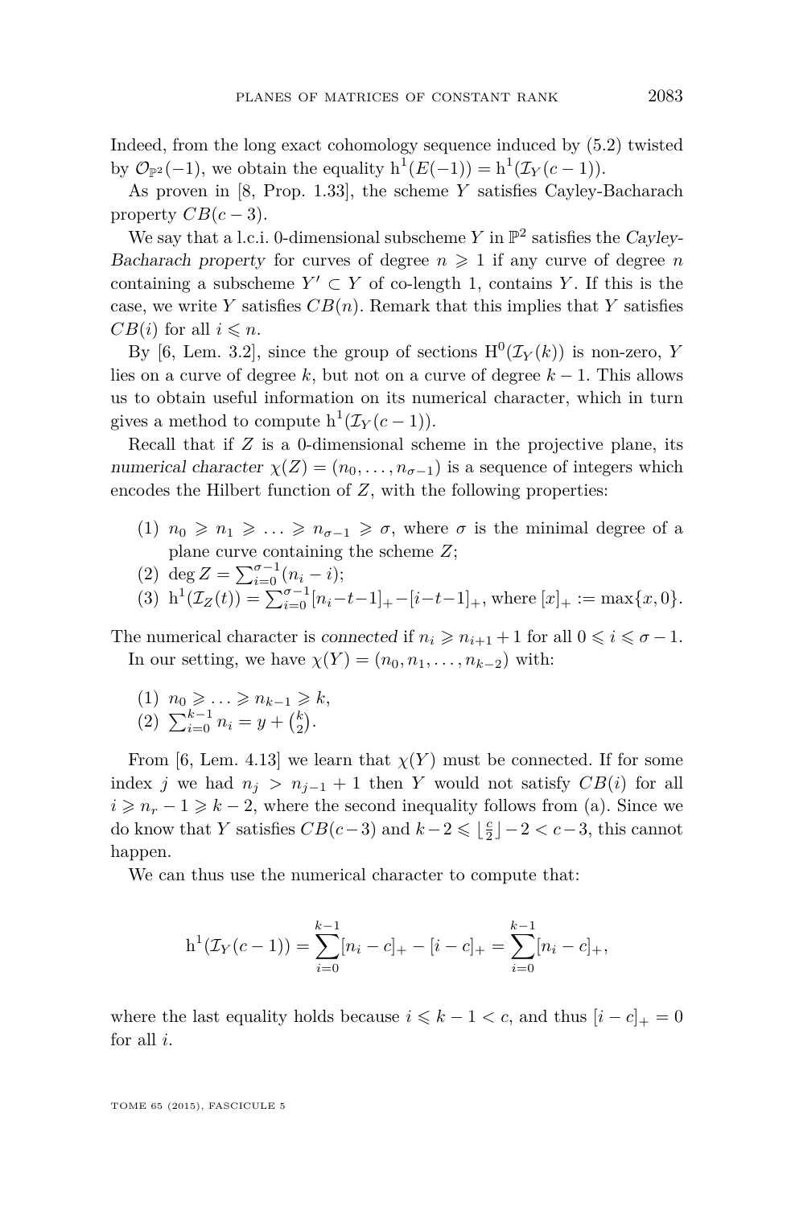Indeed, from the long exact cohomology sequence induced by (5.2) twisted by $\mathcal{O}_{\mathbb{P}^2}(-1)$, we obtain the equality $\mathrm{h}^1(E(-1)) = \mathrm{h}^1(\mathcal{I}_Y(c-1))$.

As proven in [8, Prop. 1.33], the scheme $Y$ satisfies Cayley-Bacharach property $CB(c-3)$.

We say that a l.c.i. 0-dimensional subscheme $Y$ in $\mathbb{P}^2$ satisfies the *Cayley-Bacharach property* for curves of degree $n \geqslant 1$ if any curve of degree $n$ containing a subscheme $Y' \subset Y$ of co-length 1, contains $Y$. If this is the case, we write $Y$ satisfies $CB(n)$. Remark that this implies that $Y$ satisfies $CB(i)$ for all $i \leqslant n$.

By [6, Lem. 3.2], since the group of sections $\mathrm{H}^0(\mathcal{I}_Y(k))$ is non-zero, $Y$ lies on a curve of degree $k$, but not on a curve of degree $k-1$. This allows us to obtain useful information on its numerical character, which in turn gives a method to compute $\mathrm{h}^1(\mathcal{I}_Y(c-1))$.

Recall that if $Z$ is a 0-dimensional scheme in the projective plane, its *numerical character* $\chi(Z) = (n_0, \ldots, n_{\sigma-1})$ is a sequence of integers which encodes the Hilbert function of $Z$, with the following properties:

(1) $n_0 \geqslant n_1 \geqslant \ldots \geqslant n_{\sigma-1} \geqslant \sigma$, where $\sigma$ is the minimal degree of a plane curve containing the scheme $Z$;
(2) $\deg Z = \sum_{i=0}^{\sigma-1}(n_i - i)$;
(3) $\mathrm{h}^1(\mathcal{I}_Z(t)) = \sum_{i=0}^{\sigma-1}[n_i - t - 1]_+ - [i-t-1]_+$, where $[x]_+ := \max\{x, 0\}$.

The numerical character is *connected* if $n_i \geqslant n_{i+1} + 1$ for all $0 \leqslant i \leqslant \sigma - 1$.

In our setting, we have $\chi(Y) = (n_0, n_1, \ldots, n_{k-2})$ with:

(1) $n_0 \geqslant \ldots \geqslant n_{k-1} \geqslant k$,
(2) $\sum_{i=0}^{k-1} n_i = y + \binom{k}{2}$.

From [6, Lem. 4.13] we learn that $\chi(Y)$ must be connected. If for some index $j$ we had $n_j > n_{j-1} + 1$ then $Y$ would not satisfy $CB(i)$ for all $i \geqslant n_r - 1 \geqslant k-2$, where the second inequality follows from (a). Since we do know that $Y$ satisfies $CB(c-3)$ and $k - 2 \leqslant \lfloor \frac{c}{2} \rfloor - 2 < c - 3$, this cannot happen.

We can thus use the numerical character to compute that:

$$\mathrm{h}^1(\mathcal{I}_Y(c-1)) = \sum_{i=0}^{k-1}[n_i - c]_+ - [i-c]_+ = \sum_{i=0}^{k-1}[n_i - c]_+,$$

where the last equality holds because $i \leqslant k - 1 < c$, and thus $[i-c]_+ = 0$ for all $i$.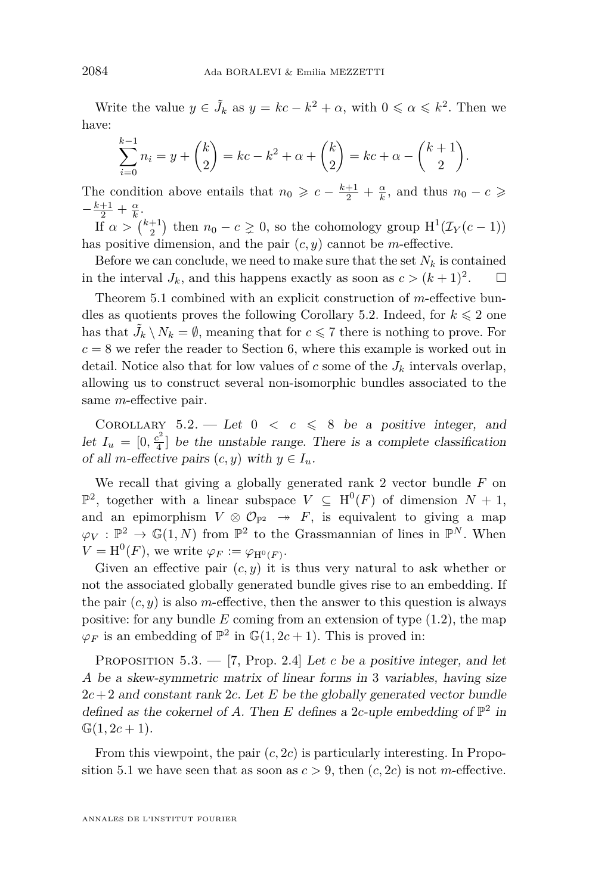Write the value $y \in \tilde{J}_k$ as $y = kc - k^2 + \alpha$, with $0 \leqslant \alpha \leqslant k^2$. Then we have:

$$\sum_{i=0}^{k-1} n_i = y + \binom{k}{2} = kc - k^2 + \alpha + \binom{k}{2} = kc + \alpha - \binom{k+1}{2}.$$

The condition above entails that $n_0 \geqslant c - \frac{k+1}{2} + \frac{\alpha}{k}$, and thus $n_0 - c \geqslant -\frac{k+1}{2} + \frac{\alpha}{k}$.

If $\alpha > \binom{k+1}{2}$ then $n_0 - c \gtrsim 0$, so the cohomology group $\mathrm{H}^1(\mathcal{I}_Y(c-1))$ has positive dimension, and the pair $(c, y)$ cannot be $m$-effective.

Before we can conclude, we need to make sure that the set $N_k$ is contained in the interval $J_k$, and this happens exactly as soon as $c > (k+1)^2$. □

Theorem 5.1 combined with an explicit construction of $m$-effective bundles as quotients proves the following Corollary 5.2. Indeed, for $k \leqslant 2$ one has that $\tilde{J}_k \setminus N_k = \emptyset$, meaning that for $c \leqslant 7$ there is nothing to prove. For $c = 8$ we refer the reader to Section 6, where this example is worked out in detail. Notice also that for low values of $c$ some of the $J_k$ intervals overlap, allowing us to construct several non-isomorphic bundles associated to the same $m$-effective pair.

Corollary 5.2. — *Let $0 < c \leqslant 8$ be a positive integer, and let $I_u = [0, \frac{c^2}{4}]$ be the unstable range. There is a complete classification of all $m$-effective pairs $(c, y)$ with $y \in I_u$.*

We recall that giving a globally generated rank 2 vector bundle $F$ on $\mathbb{P}^2$, together with a linear subspace $V \subseteq \mathrm{H}^0(F)$ of dimension $N+1$, and an epimorphism $V \otimes \mathcal{O}_{\mathbb{P}^2} \twoheadrightarrow F$, is equivalent to giving a map $\varphi_V : \mathbb{P}^2 \to \mathbb{G}(1, N)$ from $\mathbb{P}^2$ to the Grassmannian of lines in $\mathbb{P}^N$. When $V = \mathrm{H}^0(F)$, we write $\varphi_F := \varphi_{\mathrm{H}^0(F)}$.

Given an effective pair $(c, y)$ it is thus very natural to ask whether or not the associated globally generated bundle gives rise to an embedding. If the pair $(c, y)$ is also $m$-effective, then the answer to this question is always positive: for any bundle $E$ coming from an extension of type (1.2), the map $\varphi_F$ is an embedding of $\mathbb{P}^2$ in $\mathbb{G}(1, 2c+1)$. This is proved in:

Proposition 5.3. — [7, Prop. 2.4] *Let $c$ be a positive integer, and let $A$ be a skew-symmetric matrix of linear forms in 3 variables, having size $2c+2$ and constant rank $2c$. Let $E$ be the globally generated vector bundle defined as the cokernel of $A$. Then $E$ defines a $2c$-uple embedding of $\mathbb{P}^2$ in $\mathbb{G}(1, 2c+1)$.*

From this viewpoint, the pair $(c, 2c)$ is particularly interesting. In Proposition 5.1 we have seen that as soon as $c > 9$, then $(c, 2c)$ is not $m$-effective.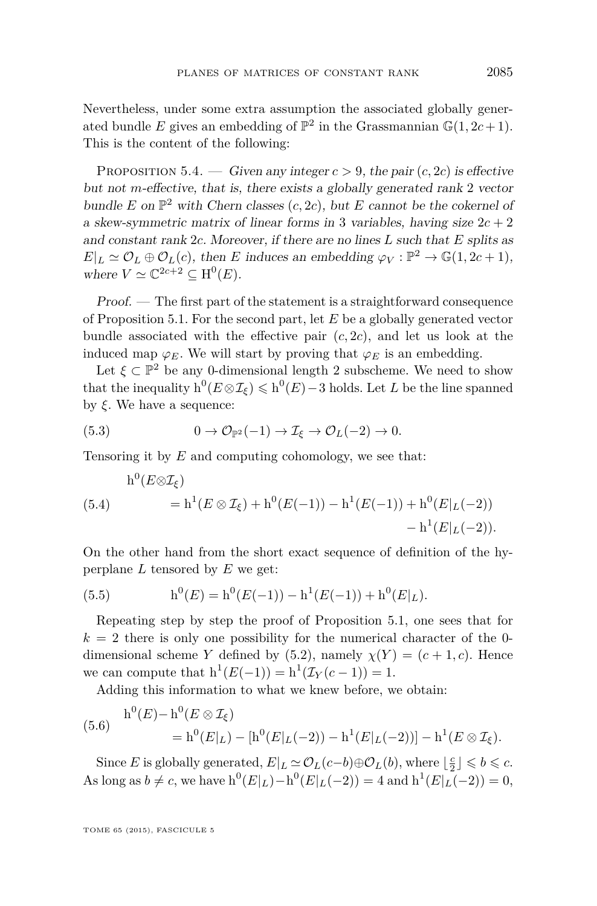Nevertheless, under some extra assumption the associated globally generated bundle $E$ gives an embedding of $\mathbb{P}^2$ in the Grassmannian $\mathbb{G}(1, 2c+1)$. This is the content of the following:

Proposition 5.4. — *Given any integer $c > 9$, the pair $(c, 2c)$ is effective but not m-effective, that is, there exists a globally generated rank 2 vector bundle $E$ on $\mathbb{P}^2$ with Chern classes $(c, 2c)$, but $E$ cannot be the cokernel of a skew-symmetric matrix of linear forms in 3 variables, having size $2c+2$ and constant rank $2c$. Moreover, if there are no lines $L$ such that $E$ splits as $E|_L \simeq \mathcal{O}_L \oplus \mathcal{O}_L(c)$, then $E$ induces an embedding $\varphi_V : \mathbb{P}^2 \to \mathbb{G}(1, 2c+1)$, where $V \simeq \mathbb{C}^{2c+2} \subseteq \mathrm{H}^0(E)$.*

*Proof.* — The first part of the statement is a straightforward consequence of Proposition 5.1. For the second part, let $E$ be a globally generated vector bundle associated with the effective pair $(c, 2c)$, and let us look at the induced map $\varphi_E$. We will start by proving that $\varphi_E$ is an embedding.

Let $\xi \subset \mathbb{P}^2$ be any 0-dimensional length 2 subscheme. We need to show that the inequality $\mathrm{h}^0(E \otimes \mathcal{I}_\xi) \leqslant \mathrm{h}^0(E) - 3$ holds. Let $L$ be the line spanned by $\xi$. We have a sequence:

$$0 \to \mathcal{O}_{\mathbb{P}^2}(-1) \to \mathcal{I}_\xi \to \mathcal{O}_L(-2) \to 0. \tag{5.3}$$

Tensoring it by $E$ and computing cohomology, we see that:

$$\begin{aligned}\mathrm{h}^0(E \otimes \mathcal{I}_\xi) &\\ &= \mathrm{h}^1(E \otimes \mathcal{I}_\xi) + \mathrm{h}^0(E(-1)) - \mathrm{h}^1(E(-1)) + \mathrm{h}^0(E|_L(-2)) \\ &\qquad - \mathrm{h}^1(E|_L(-2)).\end{aligned} \tag{5.4}$$

On the other hand from the short exact sequence of definition of the hyperplane $L$ tensored by $E$ we get:

$$\mathrm{h}^0(E) = \mathrm{h}^0(E(-1)) - \mathrm{h}^1(E(-1)) + \mathrm{h}^0(E|_L). \tag{5.5}$$

Repeating step by step the proof of Proposition 5.1, one sees that for $k = 2$ there is only one possibility for the numerical character of the 0-dimensional scheme $Y$ defined by (5.2), namely $\chi(Y) = (c+1, c)$. Hence we can compute that $\mathrm{h}^1(E(-1)) = \mathrm{h}^1(\mathcal{I}_Y(c-1)) = 1$.

Adding this information to what we knew before, we obtain:

$$\begin{aligned}\mathrm{h}^0(E) - \mathrm{h}^0(E \otimes \mathcal{I}_\xi) &\\ &= \mathrm{h}^0(E|_L) - [\mathrm{h}^0(E|_L(-2)) - \mathrm{h}^1(E|_L(-2))] - \mathrm{h}^1(E \otimes \mathcal{I}_\xi).\end{aligned} \tag{5.6}$$

Since $E$ is globally generated, $E|_L \simeq \mathcal{O}_L(c-b) \oplus \mathcal{O}_L(b)$, where $\lfloor \frac{c}{2} \rfloor \leqslant b \leqslant c$. As long as $b \neq c$, we have $\mathrm{h}^0(E|_L) - \mathrm{h}^0(E|_L(-2)) = 4$ and $\mathrm{h}^1(E|_L(-2)) = 0$,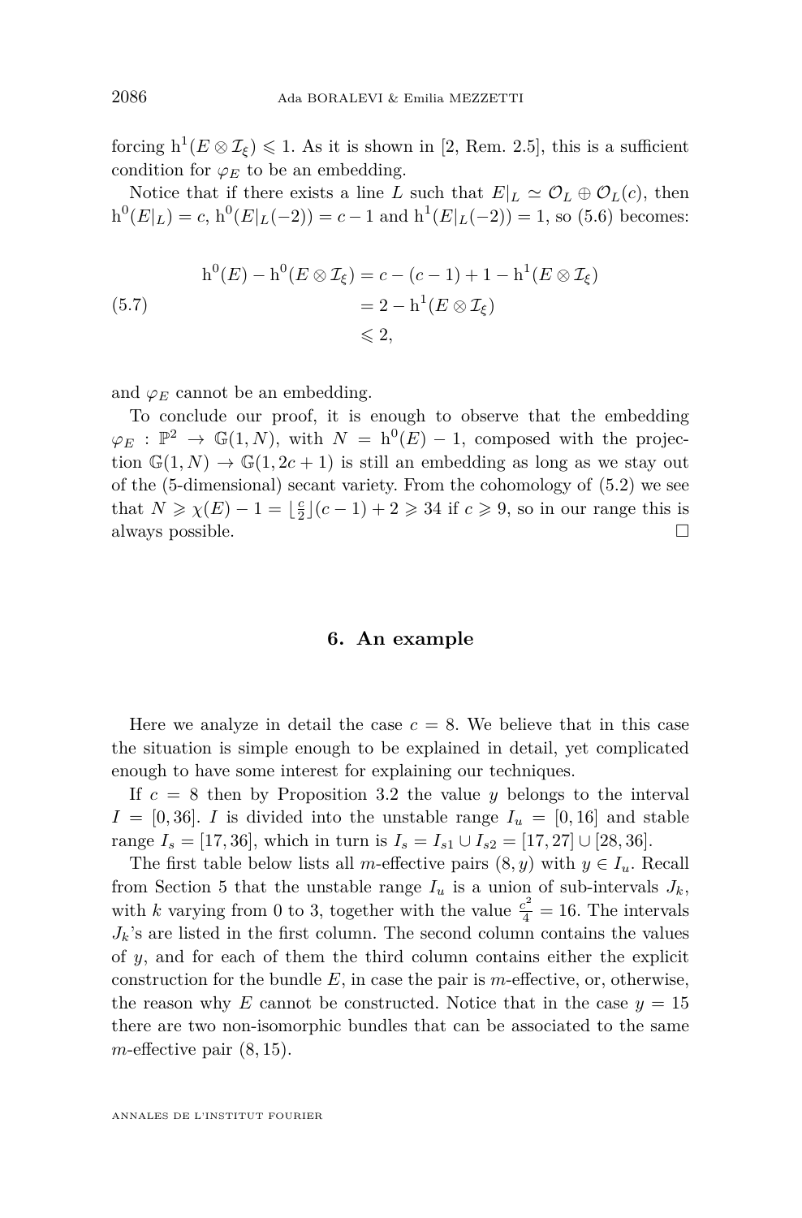forcing $h^1(E \otimes \mathcal{I}_\xi) \leqslant 1$. As it is shown in [2, Rem. 2.5], this is a sufficient condition for $\varphi_E$ to be an embedding.

Notice that if there exists a line $L$ such that $E|_L \simeq \mathcal{O}_L \oplus \mathcal{O}_L(c)$, then $h^0(E|_L) = c$, $h^0(E|_L(-2)) = c-1$ and $h^1(E|_L(-2)) = 1$, so (5.6) becomes:

$$
\begin{aligned}
h^0(E) - h^0(E \otimes \mathcal{I}_\xi) &= c - (c-1) + 1 - h^1(E \otimes \mathcal{I}_\xi) \\
&= 2 - h^1(E \otimes \mathcal{I}_\xi) \\
&\leqslant 2,
\end{aligned}
\tag{5.7}
$$

and $\varphi_E$ cannot be an embedding.

To conclude our proof, it is enough to observe that the embedding $\varphi_E : \mathbb{P}^2 \to \mathbb{G}(1, N)$, with $N = h^0(E) - 1$, composed with the projection $\mathbb{G}(1, N) \to \mathbb{G}(1, 2c+1)$ is still an embedding as long as we stay out of the (5-dimensional) secant variety. From the cohomology of (5.2) we see that $N \geqslant \chi(E) - 1 = \lfloor \frac{c}{2} \rfloor (c-1) + 2 \geqslant 34$ if $c \geqslant 9$, so in our range this is always possible. □

## 6. An example

Here we analyze in detail the case $c = 8$. We believe that in this case the situation is simple enough to be explained in detail, yet complicated enough to have some interest for explaining our techniques.

If $c = 8$ then by Proposition 3.2 the value $y$ belongs to the interval $I = [0, 36]$. $I$ is divided into the unstable range $I_u = [0, 16]$ and stable range $I_s = [17, 36]$, which in turn is $I_s = I_{s1} \cup I_{s2} = [17, 27] \cup [28, 36]$.

The first table below lists all $m$-effective pairs $(8, y)$ with $y \in I_u$. Recall from Section 5 that the unstable range $I_u$ is a union of sub-intervals $J_k$, with $k$ varying from 0 to 3, together with the value $\frac{c^2}{4} = 16$. The intervals $J_k$'s are listed in the first column. The second column contains the values of $y$, and for each of them the third column contains either the explicit construction for the bundle $E$, in case the pair is $m$-effective, or, otherwise, the reason why $E$ cannot be constructed. Notice that in the case $y = 15$ there are two non-isomorphic bundles that can be associated to the same $m$-effective pair $(8, 15)$.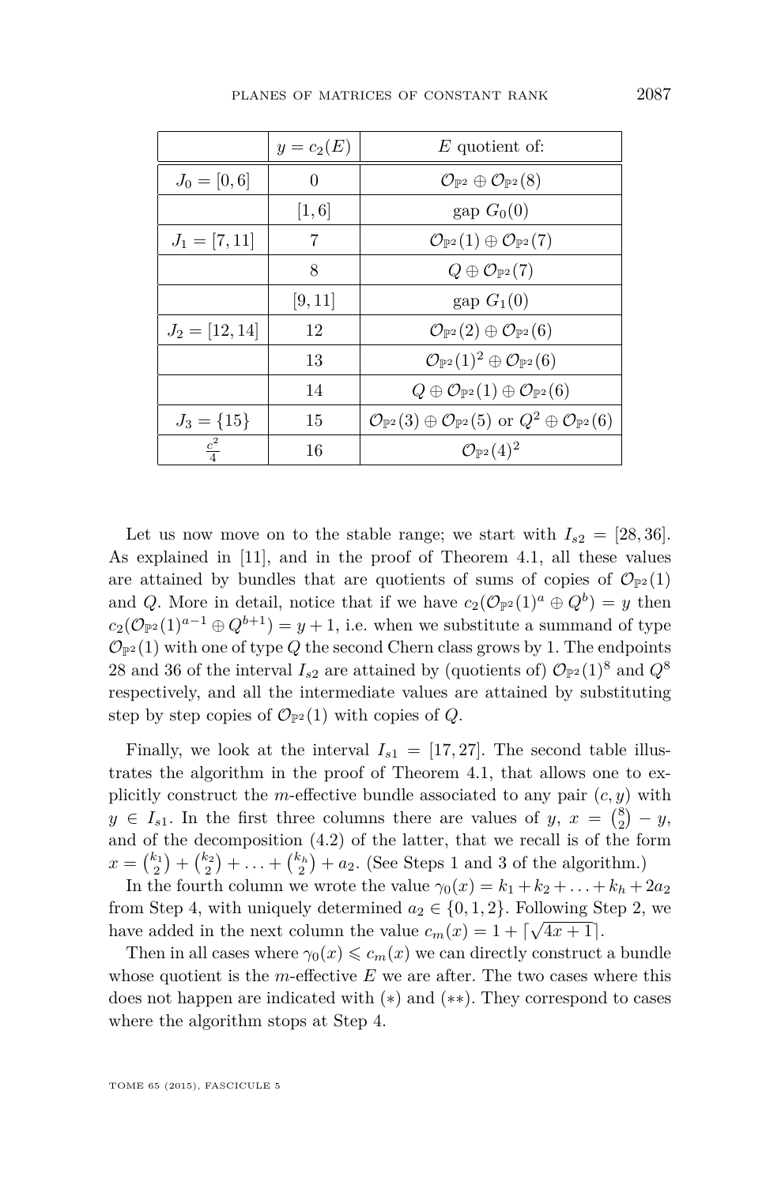|  | $y = c_2(E)$ | $E$ quotient of: |
|---|---|---|
| $J_0 = [0, 6]$ | 0 | $\mathcal{O}_{\mathbb{P}^2} \oplus \mathcal{O}_{\mathbb{P}^2}(8)$ |
|  | $[1, 6]$ | gap $G_0(0)$ |
| $J_1 = [7, 11]$ | 7 | $\mathcal{O}_{\mathbb{P}^2}(1) \oplus \mathcal{O}_{\mathbb{P}^2}(7)$ |
|  | 8 | $Q \oplus \mathcal{O}_{\mathbb{P}^2}(7)$ |
|  | $[9, 11]$ | gap $G_1(0)$ |
| $J_2 = [12, 14]$ | 12 | $\mathcal{O}_{\mathbb{P}^2}(2) \oplus \mathcal{O}_{\mathbb{P}^2}(6)$ |
|  | 13 | $\mathcal{O}_{\mathbb{P}^2}(1)^2 \oplus \mathcal{O}_{\mathbb{P}^2}(6)$ |
|  | 14 | $Q \oplus \mathcal{O}_{\mathbb{P}^2}(1) \oplus \mathcal{O}_{\mathbb{P}^2}(6)$ |
| $J_3 = \{15\}$ | 15 | $\mathcal{O}_{\mathbb{P}^2}(3) \oplus \mathcal{O}_{\mathbb{P}^2}(5)$ or $Q^2 \oplus \mathcal{O}_{\mathbb{P}^2}(6)$ |
| $\frac{c^2}{4}$ | 16 | $\mathcal{O}_{\mathbb{P}^2}(4)^2$ |

Let us now move on to the stable range; we start with $I_{s2} = [28, 36]$. As explained in [11], and in the proof of Theorem 4.1, all these values are attained by bundles that are quotients of sums of copies of $\mathcal{O}_{\mathbb{P}^2}(1)$ and $Q$. More in detail, notice that if we have $c_2(\mathcal{O}_{\mathbb{P}^2}(1)^a \oplus Q^b) = y$ then $c_2(\mathcal{O}_{\mathbb{P}^2}(1)^{a-1} \oplus Q^{b+1}) = y + 1$, i.e. when we substitute a summand of type $\mathcal{O}_{\mathbb{P}^2}(1)$ with one of type $Q$ the second Chern class grows by 1. The endpoints 28 and 36 of the interval $I_{s2}$ are attained by (quotients of) $\mathcal{O}_{\mathbb{P}^2}(1)^8$ and $Q^8$ respectively, and all the intermediate values are attained by substituting step by step copies of $\mathcal{O}_{\mathbb{P}^2}(1)$ with copies of $Q$.

Finally, we look at the interval $I_{s1} = [17, 27]$. The second table illustrates the algorithm in the proof of Theorem 4.1, that allows one to explicitly construct the $m$-effective bundle associated to any pair $(c, y)$ with $y \in I_{s1}$. In the first three columns there are values of $y$, $x = \binom{8}{2} - y$, and of the decomposition (4.2) of the latter, that we recall is of the form $x = \binom{k_1}{2} + \binom{k_2}{2} + \ldots + \binom{k_h}{2} + a_2$. (See Steps 1 and 3 of the algorithm.)

In the fourth column we wrote the value $\gamma_0(x) = k_1 + k_2 + \ldots + k_h + 2a_2$ from Step 4, with uniquely determined $a_2 \in \{0, 1, 2\}$. Following Step 2, we have added in the next column the value $c_m(x) = 1 + \lceil \sqrt{4x + 1} \rceil$.

Then in all cases where $\gamma_0(x) \leqslant c_m(x)$ we can directly construct a bundle whose quotient is the $m$-effective $E$ we are after. The two cases where this does not happen are indicated with $(*)$ and $(**)$. They correspond to cases where the algorithm stops at Step 4.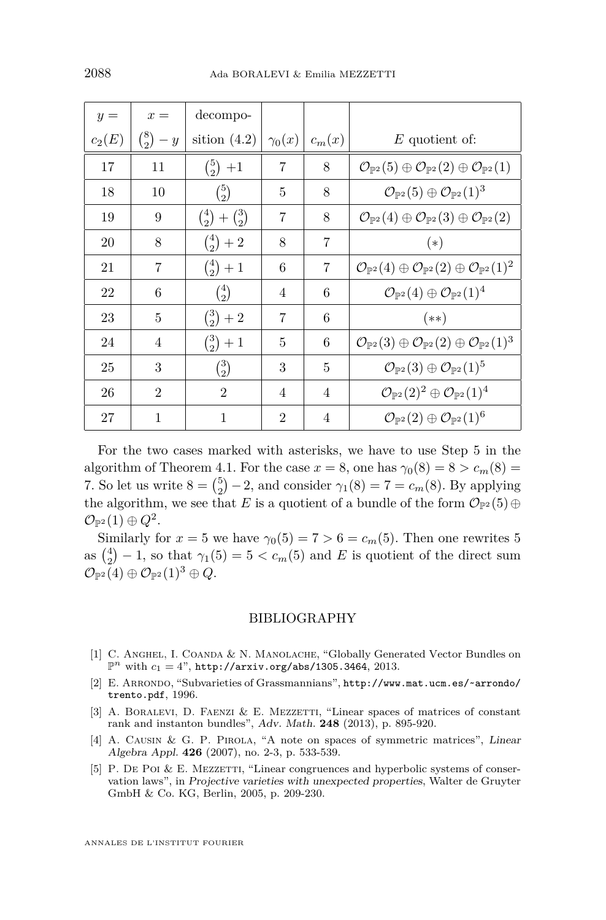| $y =$ $c_2(E)$ | $x =$ $\binom{8}{2} - y$ | decomposition (4.2) | $\gamma_0(x)$ | $c_m(x)$ | $E$ quotient of: |
|---|---|---|---|---|---|
| 17 | 11 | $\binom{5}{2}+1$ | 7 | 8 | $\mathcal{O}_{\mathbb{P}^2}(5) \oplus \mathcal{O}_{\mathbb{P}^2}(2) \oplus \mathcal{O}_{\mathbb{P}^2}(1)$ |
| 18 | 10 | $\binom{5}{2}$ | 5 | 8 | $\mathcal{O}_{\mathbb{P}^2}(5) \oplus \mathcal{O}_{\mathbb{P}^2}(1)^3$ |
| 19 | 9 | $\binom{4}{2} + \binom{3}{2}$ | 7 | 8 | $\mathcal{O}_{\mathbb{P}^2}(4) \oplus \mathcal{O}_{\mathbb{P}^2}(3) \oplus \mathcal{O}_{\mathbb{P}^2}(2)$ |
| 20 | 8 | $\binom{4}{2} + 2$ | 8 | 7 | $(*)$ |
| 21 | 7 | $\binom{4}{2} + 1$ | 6 | 7 | $\mathcal{O}_{\mathbb{P}^2}(4) \oplus \mathcal{O}_{\mathbb{P}^2}(2) \oplus \mathcal{O}_{\mathbb{P}^2}(1)^2$ |
| 22 | 6 | $\binom{4}{2}$ | 4 | 6 | $\mathcal{O}_{\mathbb{P}^2}(4) \oplus \mathcal{O}_{\mathbb{P}^2}(1)^4$ |
| 23 | 5 | $\binom{3}{2} + 2$ | 7 | 6 | $(**)$ |
| 24 | 4 | $\binom{3}{2} + 1$ | 5 | 6 | $\mathcal{O}_{\mathbb{P}^2}(3) \oplus \mathcal{O}_{\mathbb{P}^2}(2) \oplus \mathcal{O}_{\mathbb{P}^2}(1)^3$ |
| 25 | 3 | $\binom{3}{2}$ | 3 | 5 | $\mathcal{O}_{\mathbb{P}^2}(3) \oplus \mathcal{O}_{\mathbb{P}^2}(1)^5$ |
| 26 | 2 | 2 | 4 | 4 | $\mathcal{O}_{\mathbb{P}^2}(2)^2 \oplus \mathcal{O}_{\mathbb{P}^2}(1)^4$ |
| 27 | 1 | 1 | 2 | 4 | $\mathcal{O}_{\mathbb{P}^2}(2) \oplus \mathcal{O}_{\mathbb{P}^2}(1)^6$ |

For the two cases marked with asterisks, we have to use Step 5 in the algorithm of Theorem 4.1. For the case $x = 8$, one has $\gamma_0(8) = 8 > c_m(8) = 7$. So let us write $8 = \binom{5}{2} - 2$, and consider $\gamma_1(8) = 7 = c_m(8)$. By applying the algorithm, we see that $E$ is a quotient of a bundle of the form $\mathcal{O}_{\mathbb{P}^2}(5) \oplus \mathcal{O}_{\mathbb{P}^2}(1) \oplus Q^2$.

Similarly for $x = 5$ we have $\gamma_0(5) = 7 > 6 = c_m(5)$. Then one rewrites 5 as $\binom{4}{2} - 1$, so that $\gamma_1(5) = 5 < c_m(5)$ and $E$ is quotient of the direct sum $\mathcal{O}_{\mathbb{P}^2}(4) \oplus \mathcal{O}_{\mathbb{P}^2}(1)^3 \oplus Q$.

## BIBLIOGRAPHY

[1] C. Anghel, I. Coanda & N. Manolache, "Globally Generated Vector Bundles on $\mathbb{P}^n$ with $c_1 = 4$", http://arxiv.org/abs/1305.3464, 2013.

[2] E. Arrondo, "Subvarieties of Grassmannians", http://www.mat.ucm.es/~arrondo/trento.pdf, 1996.

[3] A. Boralevi, D. Faenzi & E. Mezzetti, "Linear spaces of matrices of constant rank and instanton bundles", *Adv. Math.* **248** (2013), p. 895-920.

[4] A. Causin & G. P. Pirola, "A note on spaces of symmetric matrices", *Linear Algebra Appl.* **426** (2007), no. 2-3, p. 533-539.

[5] P. De Poi & E. Mezzetti, "Linear congruences and hyperbolic systems of conservation laws", in *Projective varieties with unexpected properties*, Walter de Gruyter GmbH & Co. KG, Berlin, 2005, p. 209-230.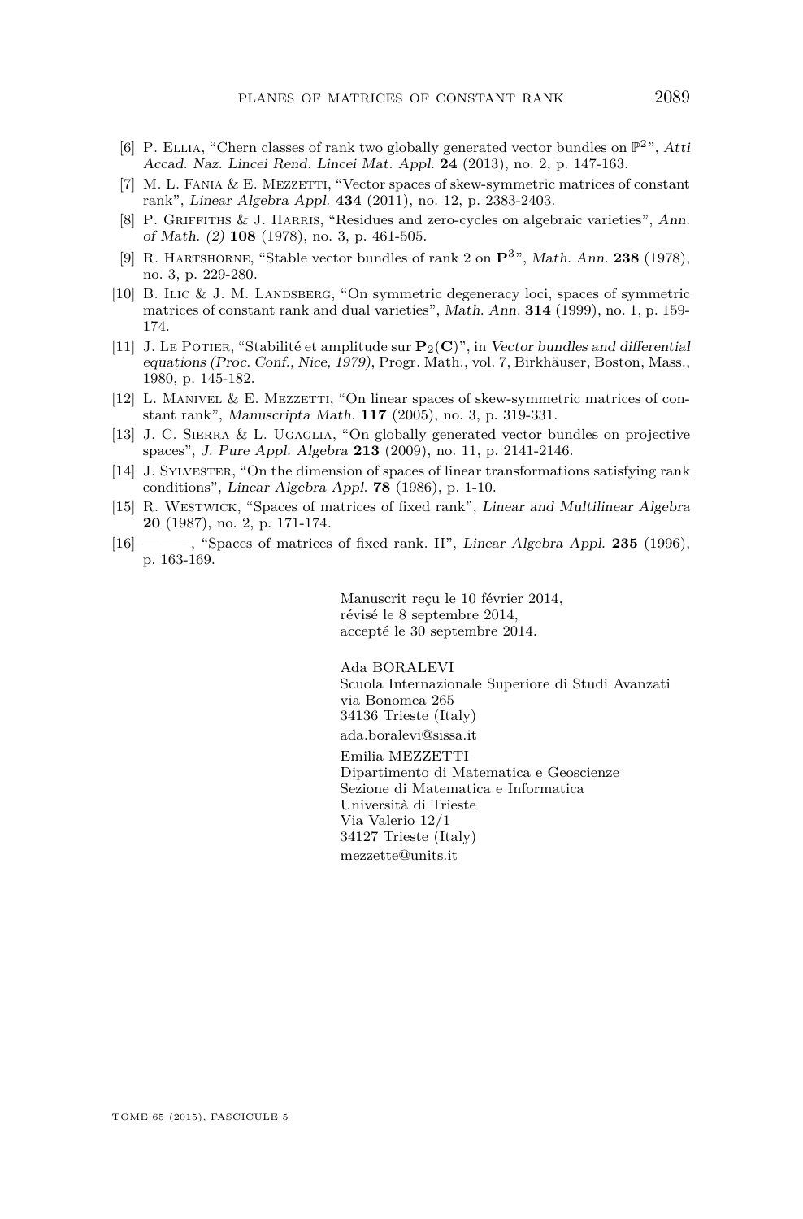[6] P. Ellia, "Chern classes of rank two globally generated vector bundles on $\mathbb{P}^2$", *Atti Accad. Naz. Lincei Rend. Lincei Mat. Appl.* **24** (2013), no. 2, p. 147-163.

[7] M. L. Fania & E. Mezzetti, "Vector spaces of skew-symmetric matrices of constant rank", *Linear Algebra Appl.* **434** (2011), no. 12, p. 2383-2403.

[8] P. Griffiths & J. Harris, "Residues and zero-cycles on algebraic varieties", *Ann. of Math. (2)* **108** (1978), no. 3, p. 461-505.

[9] R. Hartshorne, "Stable vector bundles of rank 2 on $\mathbf{P}^3$", *Math. Ann.* **238** (1978), no. 3, p. 229-280.

[10] B. Ilic & J. M. Landsberg, "On symmetric degeneracy loci, spaces of symmetric matrices of constant rank and dual varieties", *Math. Ann.* **314** (1999), no. 1, p. 159-174.

[11] J. Le Potier, "Stabilité et amplitude sur $\mathbf{P}_2(\mathbf{C})$", in *Vector bundles and differential equations (Proc. Conf., Nice, 1979)*, Progr. Math., vol. 7, Birkhäuser, Boston, Mass., 1980, p. 145-182.

[12] L. Manivel & E. Mezzetti, "On linear spaces of skew-symmetric matrices of constant rank", *Manuscripta Math.* **117** (2005), no. 3, p. 319-331.

[13] J. C. Sierra & L. Ugaglia, "On globally generated vector bundles on projective spaces", *J. Pure Appl. Algebra* **213** (2009), no. 11, p. 2141-2146.

[14] J. Sylvester, "On the dimension of spaces of linear transformations satisfying rank conditions", *Linear Algebra Appl.* **78** (1986), p. 1-10.

[15] R. Westwick, "Spaces of matrices of fixed rank", *Linear and Multilinear Algebra* **20** (1987), no. 2, p. 171-174.

[16] ———, "Spaces of matrices of fixed rank. II", *Linear Algebra Appl.* **235** (1996), p. 163-169.

Manuscrit reçu le 10 février 2014,
révisé le 8 septembre 2014,
accepté le 30 septembre 2014.

Ada BORALEVI
Scuola Internazionale Superiore di Studi Avanzati
via Bonomea 265
34136 Trieste (Italy)
ada.boralevi@sissa.it

Emilia MEZZETTI
Dipartimento di Matematica e Geoscienze
Sezione di Matematica e Informatica
Università di Trieste
Via Valerio 12/1
34127 Trieste (Italy)
mezzette@units.it